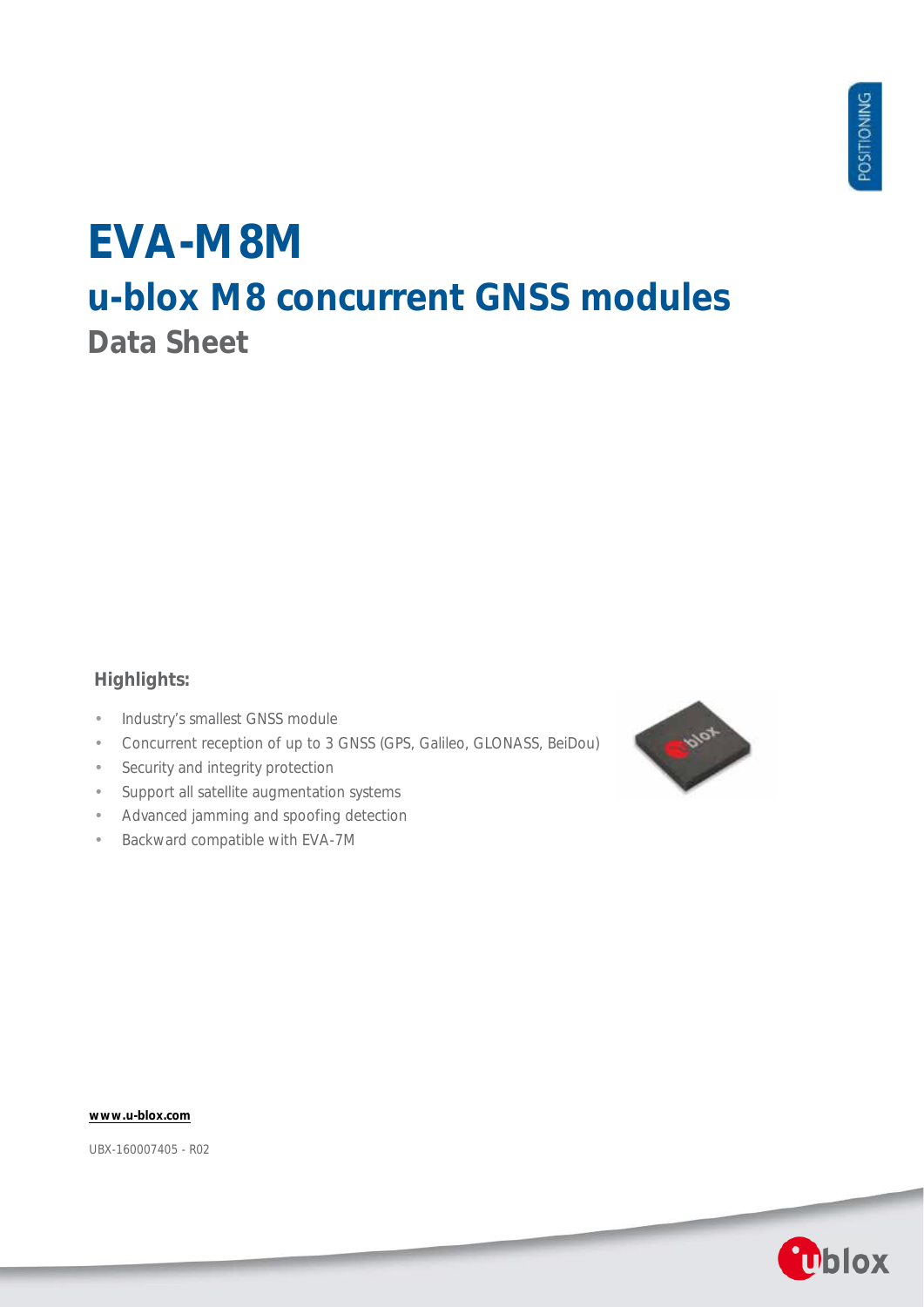# EVA-M8M

## u-blox M8 concurrent GNSS modules

### Data Sheet

**Highlights:**

- Industry's smallest GNSS module
- Concurrent reception of up to 3 GNSS (GPS, Galileo, GLONASS, BeiDou)
- Security and integrity protection
- Support all satellite augmentation systems
- Advanced jamming and spoofing detection
- Backward compatible with EVA-7M

www.u-blox.com

UBX-160007405 - R02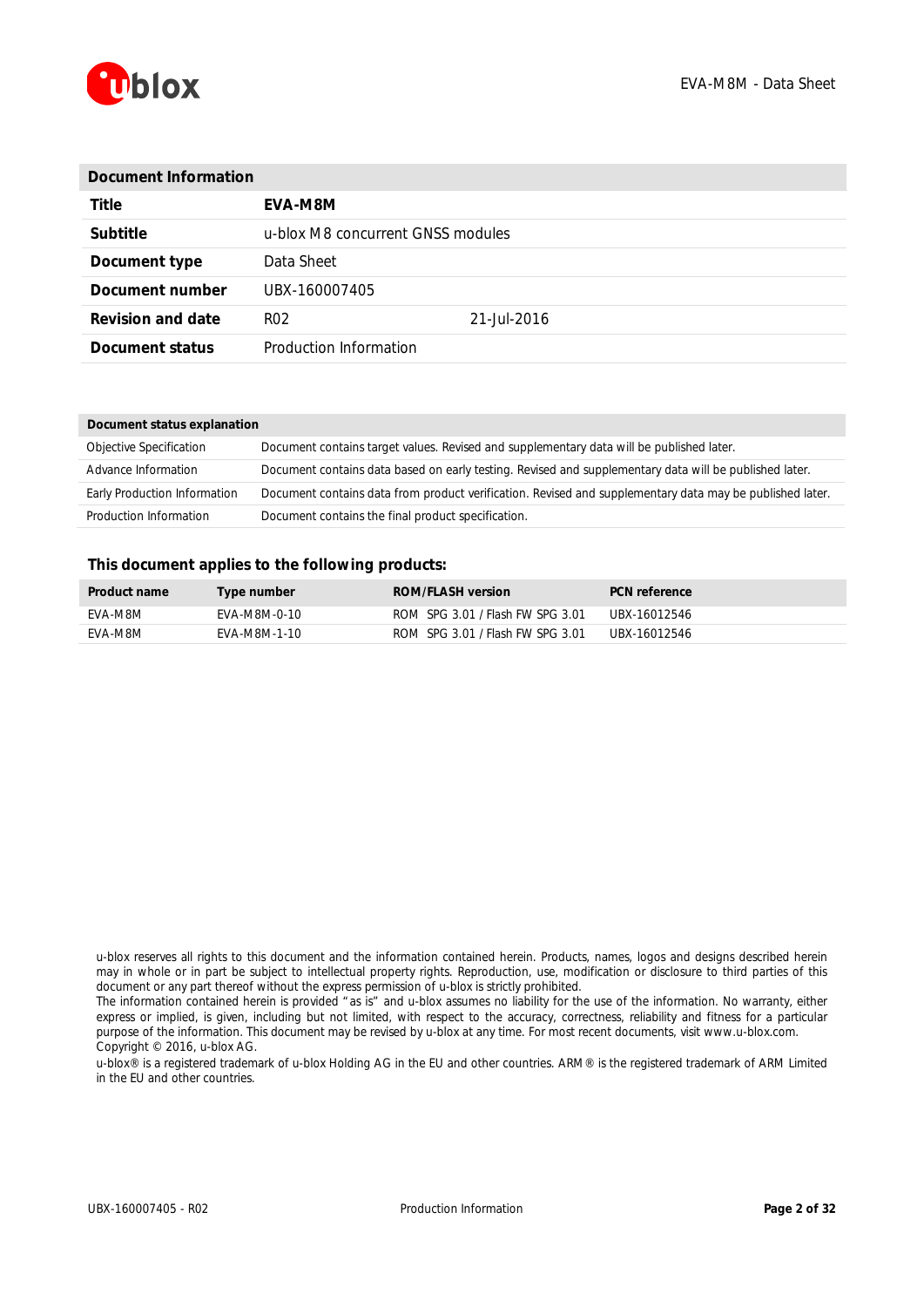| Document Information | | |
|---|---|---|
| **Title** | **EVA-M8M** | |
| **Subtitle** | u-blox M8 concurrent GNSS modules | |
| **Document type** | Data Sheet | |
| **Document number** | UBX-160007405 | |
| **Revision and date** | R02 | 21-Jul-2016 |
| **Document status** | Production Information | |

| Document status explanation | |
|---|---|
| Objective Specification | Document contains target values. Revised and supplementary data will be published later. |
| Advance Information | Document contains data based on early testing. Revised and supplementary data will be published later. |
| Early Production Information | Document contains data from product verification. Revised and supplementary data may be published later. |
| Production Information | Document contains the final product specification. |

### This document applies to the following products:

| Product name | Type number | ROM/FLASH version | PCN reference |
|---|---|---|---|
| EVA-M8M | EVA-M8M-0-10 | ROM SPG 3.01 / Flash FW SPG 3.01 | UBX-16012546 |
| EVA-M8M | EVA-M8M-1-10 | ROM SPG 3.01 / Flash FW SPG 3.01 | UBX-16012546 |

u-blox reserves all rights to this document and the information contained herein. Products, names, logos and designs described herein may in whole or in part be subject to intellectual property rights. Reproduction, use, modification or disclosure to third parties of this document or any part thereof without the express permission of u-blox is strictly prohibited.
The information contained herein is provided "as is" and u-blox assumes no liability for the use of the information. No warranty, either express or implied, is given, including but not limited, with respect to the accuracy, correctness, reliability and fitness for a particular purpose of the information. This document may be revised by u-blox at any time. For most recent documents, visit www.u-blox.com.
Copyright © 2016, u-blox AG.

u-blox® is a registered trademark of u-blox Holding AG in the EU and other countries. ARM® is the registered trademark of ARM Limited in the EU and other countries.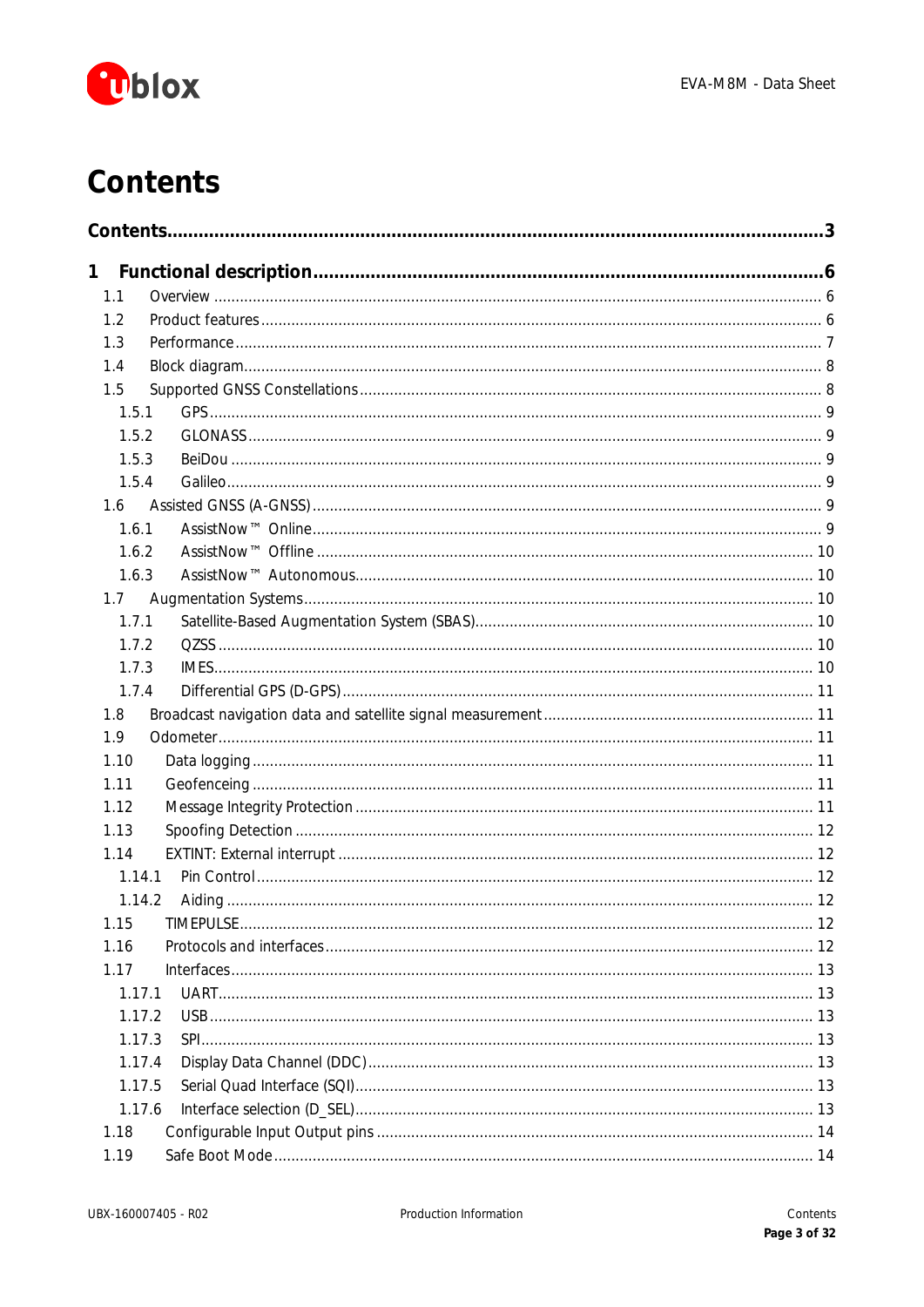# Contents

**Contents...........................................................................................................................3**

**1 Functional description....................................................................................................6**

1.1 Overview ............................................................................................................ 6
1.2 Product features ................................................................................................. 6
1.3 Performance ....................................................................................................... 7
1.4 Block diagram..................................................................................................... 8
1.5 Supported GNSS Constellations .......................................................................... 8
1.5.1 GPS ............................................................................................................. 9
1.5.2 GLONASS .................................................................................................... 9
1.5.3 BeiDou ........................................................................................................ 9
1.5.4 Galileo......................................................................................................... 9
1.6 Assisted GNSS (A-GNSS) ..................................................................................... 9
1.6.1 AssistNow™ Online..................................................................................... 9
1.6.2 AssistNow™ Offline .................................................................................. 10
1.6.3 AssistNow™ Autonomous......................................................................... 10
1.7 Augmentation Systems..................................................................................... 10
1.7.1 Satellite-Based Augmentation System (SBAS)............................................. 10
1.7.2 QZSS ......................................................................................................... 10
1.7.3 IMES.......................................................................................................... 10
1.7.4 Differential GPS (D-GPS)............................................................................ 11
1.8 Broadcast navigation data and satellite signal measurement .............................. 11
1.9 Odometer......................................................................................................... 11
1.10 Data logging ................................................................................................. 11
1.11 Geofencing ................................................................................................... 11
1.12 Message Integrity Protection ......................................................................... 11
1.13 Spoofing Detection ....................................................................................... 12
1.14 EXTINT: External interrupt ............................................................................. 12
1.14.1 Pin Control ................................................................................................ 12
1.14.2 Aiding ....................................................................................................... 12
1.15 TIMEPULSE.................................................................................................... 12
1.16 Protocols and interfaces ................................................................................ 12
1.17 Interfaces...................................................................................................... 13
1.17.1 UART......................................................................................................... 13
1.17.2 USB .......................................................................................................... 13
1.17.3 SPI............................................................................................................ 13
1.17.4 Display Data Channel (DDC)...................................................................... 13
1.17.5 Serial Quad Interface (SQI)......................................................................... 13
1.17.6 Interface selection (D_SEL)......................................................................... 13
1.18 Configurable Input Output pins .................................................................... 14
1.19 Safe Boot Mode............................................................................................ 14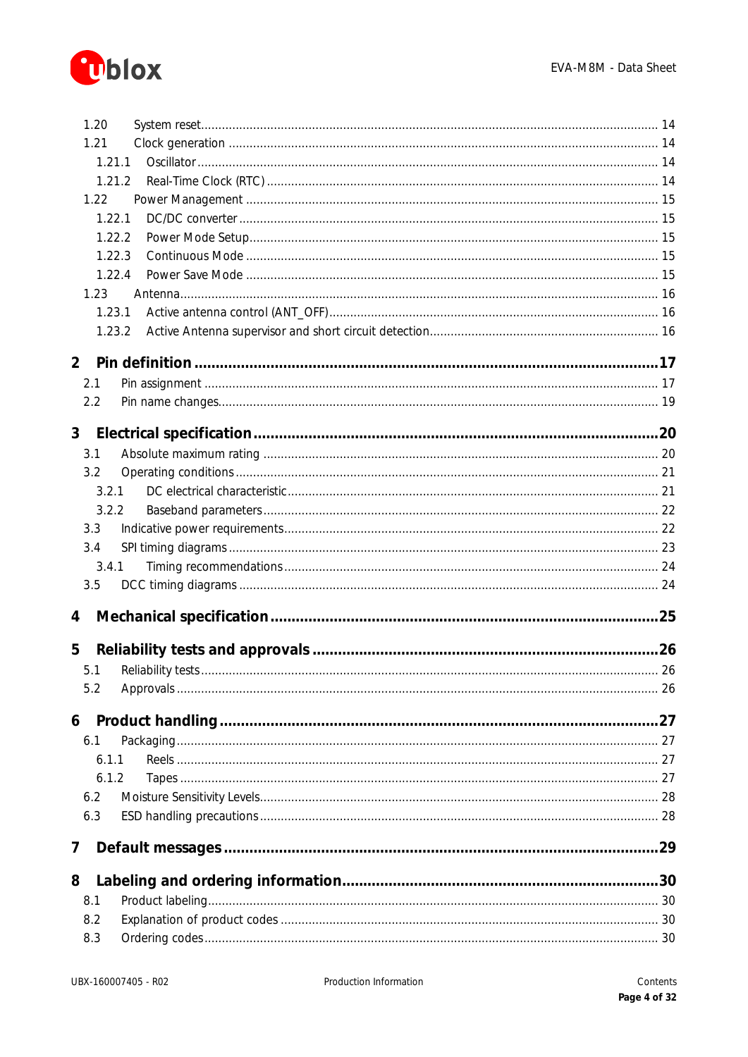1.20 System reset ........ 14
1.21 Clock generation ........ 14
1.21.1 Oscillator ........ 14
1.21.2 Real-Time Clock (RTC) ........ 14
1.22 Power Management ........ 15
1.22.1 DC/DC converter ........ 15
1.22.2 Power Mode Setup ........ 15
1.22.3 Continuous Mode ........ 15
1.22.4 Power Save Mode ........ 15
1.23 Antenna ........ 16
1.23.1 Active antenna control (ANT_OFF) ........ 16
1.23.2 Active Antenna supervisor and short circuit detection ........ 16

**2 Pin definition ........ 17**
2.1 Pin assignment ........ 17
2.2 Pin name changes ........ 19

**3 Electrical specification ........ 20**
3.1 Absolute maximum rating ........ 20
3.2 Operating conditions ........ 21
3.2.1 DC electrical characteristic ........ 21
3.2.2 Baseband parameters ........ 22
3.3 Indicative power requirements ........ 22
3.4 SPI timing diagrams ........ 23
3.4.1 Timing recommendations ........ 24
3.5 DCC timing diagrams ........ 24

**4 Mechanical specification ........ 25**

**5 Reliability tests and approvals ........ 26**
5.1 Reliability tests ........ 26
5.2 Approvals ........ 26

**6 Product handling ........ 27**
6.1 Packaging ........ 27
6.1.1 Reels ........ 27
6.1.2 Tapes ........ 27
6.2 Moisture Sensitivity Levels ........ 28
6.3 ESD handling precautions ........ 28

**7 Default messages ........ 29**

**8 Labeling and ordering information ........ 30**
8.1 Product labeling ........ 30
8.2 Explanation of product codes ........ 30
8.3 Ordering codes ........ 30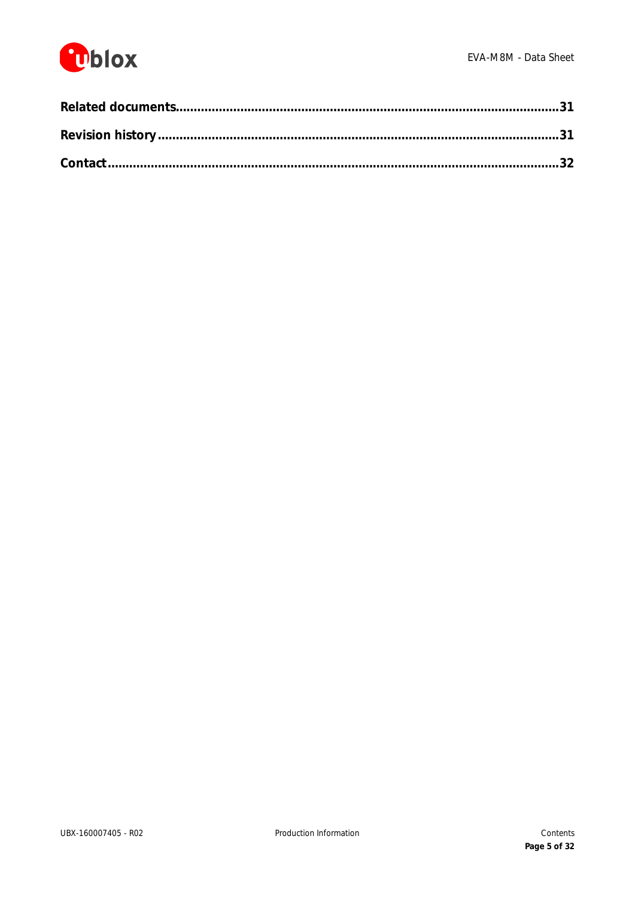**Related documents....................................................................................................31**

**Revision history ......................................................................................................31**

**Contact....................................................................................................................32**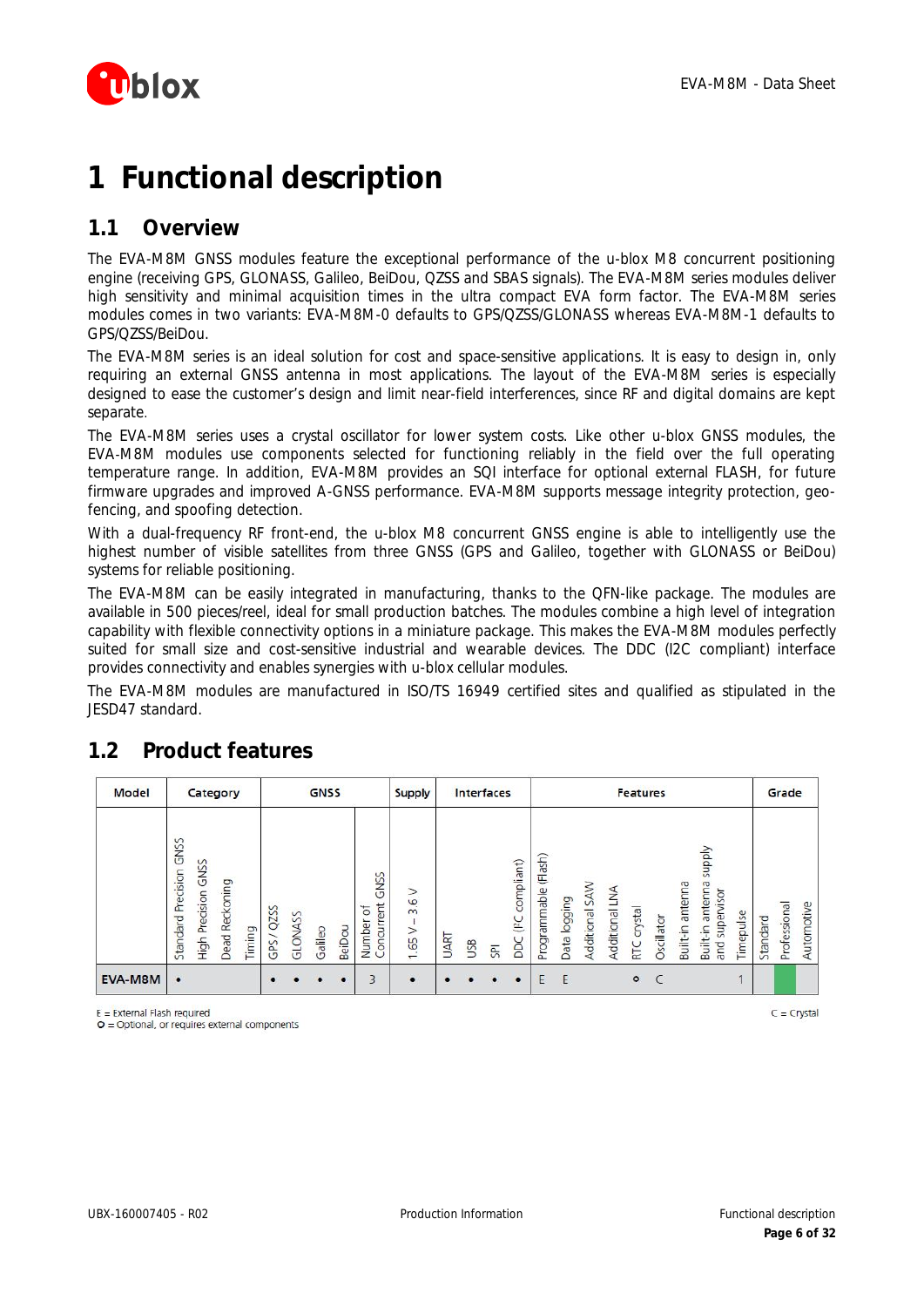# 1 Functional description

## 1.1 Overview

The EVA-M8M GNSS modules feature the exceptional performance of the u-blox M8 concurrent positioning engine (receiving GPS, GLONASS, Galileo, BeiDou, QZSS and SBAS signals). The EVA-M8M series modules deliver high sensitivity and minimal acquisition times in the ultra compact EVA form factor. The EVA-M8M series modules comes in two variants: EVA-M8M-0 defaults to GPS/QZSS/GLONASS whereas EVA-M8M-1 defaults to GPS/QZSS/BeiDou.

The EVA-M8M series is an ideal solution for cost and space-sensitive applications. It is easy to design in, only requiring an external GNSS antenna in most applications. The layout of the EVA-M8M series is especially designed to ease the customer's design and limit near-field interferences, since RF and digital domains are kept separate.

The EVA-M8M series uses a crystal oscillator for lower system costs. Like other u-blox GNSS modules, the EVA-M8M modules use components selected for functioning reliably in the field over the full operating temperature range. In addition, EVA-M8M provides an SQI interface for optional external FLASH, for future firmware upgrades and improved A-GNSS performance. EVA-M8M supports message integrity protection, geo-fencing, and spoofing detection.

With a dual-frequency RF front-end, the u-blox M8 concurrent GNSS engine is able to intelligently use the highest number of visible satellites from three GNSS (GPS and Galileo, together with GLONASS or BeiDou) systems for reliable positioning.

The EVA-M8M can be easily integrated in manufacturing, thanks to the QFN-like package. The modules are available in 500 pieces/reel, ideal for small production batches. The modules combine a high level of integration capability with flexible connectivity options in a miniature package. This makes the EVA-M8M modules perfectly suited for small size and cost-sensitive industrial and wearable devices. The DDC (I2C compliant) interface provides connectivity and enables synergies with u-blox cellular modules.

The EVA-M8M modules are manufactured in ISO/TS 16949 certified sites and qualified as stipulated in the JESD47 standard.

## 1.2 Product features

| Model | Category | | | | GNSS | | | | | Supply | Interfaces | | | | Features | | | | | | | | | Grade | | |
|---|---|---|---|---|---|---|---|---|---|---|---|---|---|---|---|---|---|---|---|---|---|---|---|---|---|---|
| | Standard Precision GNSS | High Precision GNSS | Dead Reckoning | Timing | GPS / QZSS | GLONASS | Galileo | BeiDou | Number of Concurrent GNSS | 1.65 V – 3.6 V | UART | USB | SPI | DDC (I²C compliant) | Programmable (Flash) | Data logging | Additional SAW | Additional LNA | RTC crystal | Oscillator | Built-in antenna | Built-in antenna supply and supervisor | Timepulse | Standard | Professional | Automotive |
| EVA-M8M | • | | | | • | • | • | • | 3 | • | • | • | • | • | E | E | | | o | C | | | 1 | | • | |

E = External Flash required
O = Optional, or requires external components
C = Crystal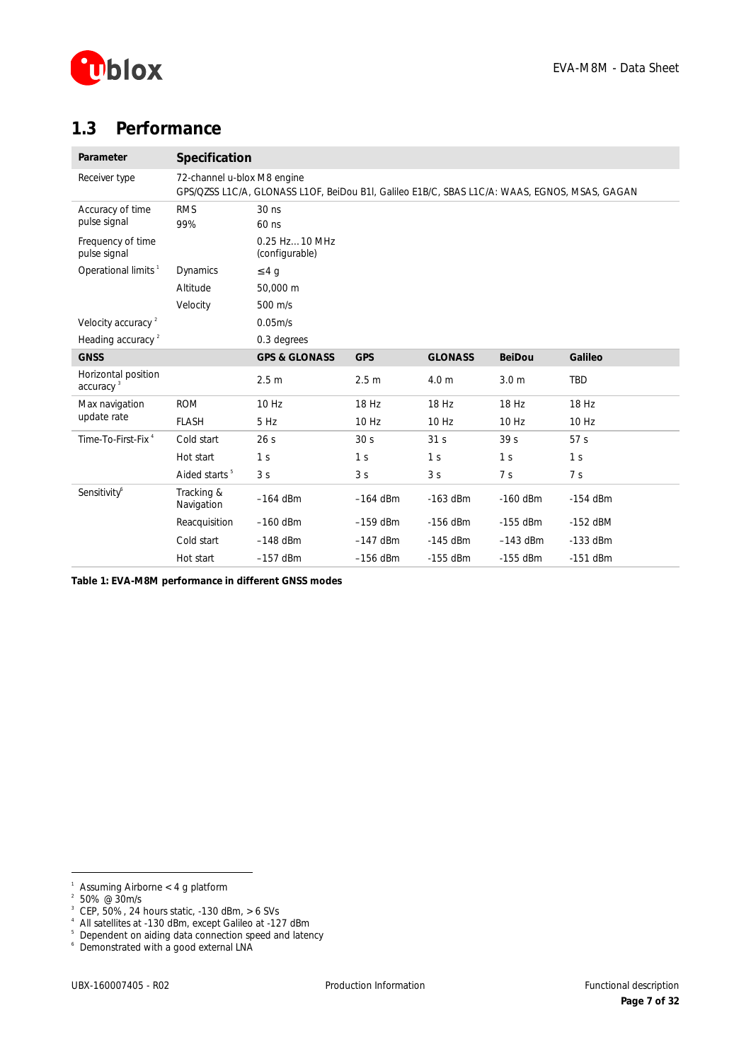## 1.3 Performance

| Parameter | | Specification | | | | |
|---|---|---|---|---|---|---|
| Receiver type | | 72-channel u-blox M8 engine<br>GPS/QZSS L1C/A, GLONASS L1OF, BeiDou B1I, Galileo E1B/C, SBAS L1C/A: WAAS, EGNOS, MSAS, GAGAN | | | | |
| Accuracy of time pulse signal | RMS<br>99% | 30 ns<br>60 ns | | | | |
| Frequency of time pulse signal | | 0.25 Hz…10 MHz (configurable) | | | | |
| Operational limits [1] | Dynamics | ≤ 4 g | | | | |
| | Altitude | 50,000 m | | | | |
| | Velocity | 500 m/s | | | | |
| Velocity accuracy [2] | | 0.05m/s | | | | |
| Heading accuracy [2] | | 0.3 degrees | | | | |
| **GNSS** | | **GPS & GLONASS** | **GPS** | **GLONASS** | **BeiDou** | **Galileo** |
| Horizontal position accuracy [3] | | 2.5 m | 2.5 m | 4.0 m | 3.0 m | TBD |
| Max navigation update rate | ROM | 10 Hz | 18 Hz | 18 Hz | 18 Hz | 18 Hz |
| | FLASH | 5 Hz | 10 Hz | 10 Hz | 10 Hz | 10 Hz |
| Time-To-First-Fix [4] | Cold start | 26 s | 30 s | 31 s | 39 s | 57 s |
| | Hot start | 1 s | 1 s | 1 s | 1 s | 1 s |
| | Aided starts [5] | 3 s | 3 s | 3 s | 7 s | 7 s |
| Sensitivity[6] | Tracking & Navigation | –164 dBm | –164 dBm | -163 dBm | -160 dBm | -154 dBm |
| | Reacquisition | –160 dBm | –159 dBm | -156 dBm | -155 dBm | -152 dBM |
| | Cold start | –148 dBm | –147 dBm | -145 dBm | –143 dBm | -133 dBm |
| | Hot start | –157 dBm | –156 dBm | -155 dBm | -155 dBm | -151 dBm |

**Table 1: EVA-M8M performance in different GNSS modes**

[1] Assuming Airborne < 4 g platform
[2] 50% @ 30m/s
[3] CEP, 50%, 24 hours static, -130 dBm, > 6 SVs
[4] All satellites at -130 dBm, except Galileo at -127 dBm
[5] Dependent on aiding data connection speed and latency
[6] Demonstrated with a good external LNA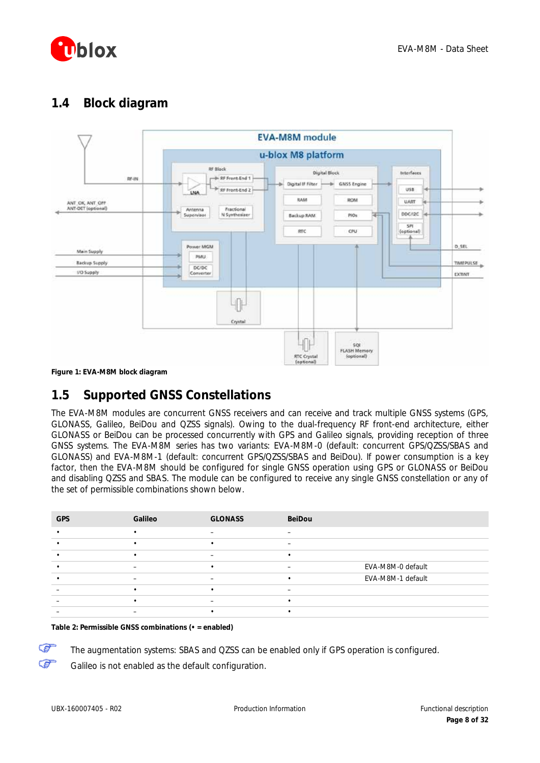## 1.4 Block diagram

Figure 1: EVA-M8M block diagram

## 1.5 Supported GNSS Constellations

The EVA-M8M modules are concurrent GNSS receivers and can receive and track multiple GNSS systems (GPS, GLONASS, Galileo, BeiDou and QZSS signals). Owing to the dual-frequency RF front-end architecture, either GLONASS or BeiDou can be processed concurrently with GPS and Galileo signals, providing reception of three GNSS systems. The EVA-M8M series has two variants: EVA-M8M-0 (default: concurrent GPS/QZSS/SBAS and GLONASS) and EVA-M8M-1 (default: concurrent GPS/QZSS/SBAS and BeiDou). If power consumption is a key factor, then the EVA-M8M should be configured for single GNSS operation using GPS or GLONASS or BeiDou and disabling QZSS and SBAS. The module can be configured to receive any single GNSS constellation or any of the set of permissible combinations shown below.

| GPS | Galileo | GLONASS | BeiDou | |
|---|---|---|---|---|
| • | • | – | – | |
| • | • | • | – | |
| • | • | – | • | |
| • | – | • | – | EVA-M8M-0 default |
| • | – | – | • | EVA-M8M-1 default |
| – | • | • | – | |
| – | • | – | • | |
| – | – | • | • | |

Table 2: Permissible GNSS combinations (• = enabled)

☞ The augmentation systems: SBAS and QZSS can be enabled only if GPS operation is configured.

☞ Galileo is not enabled as the default configuration.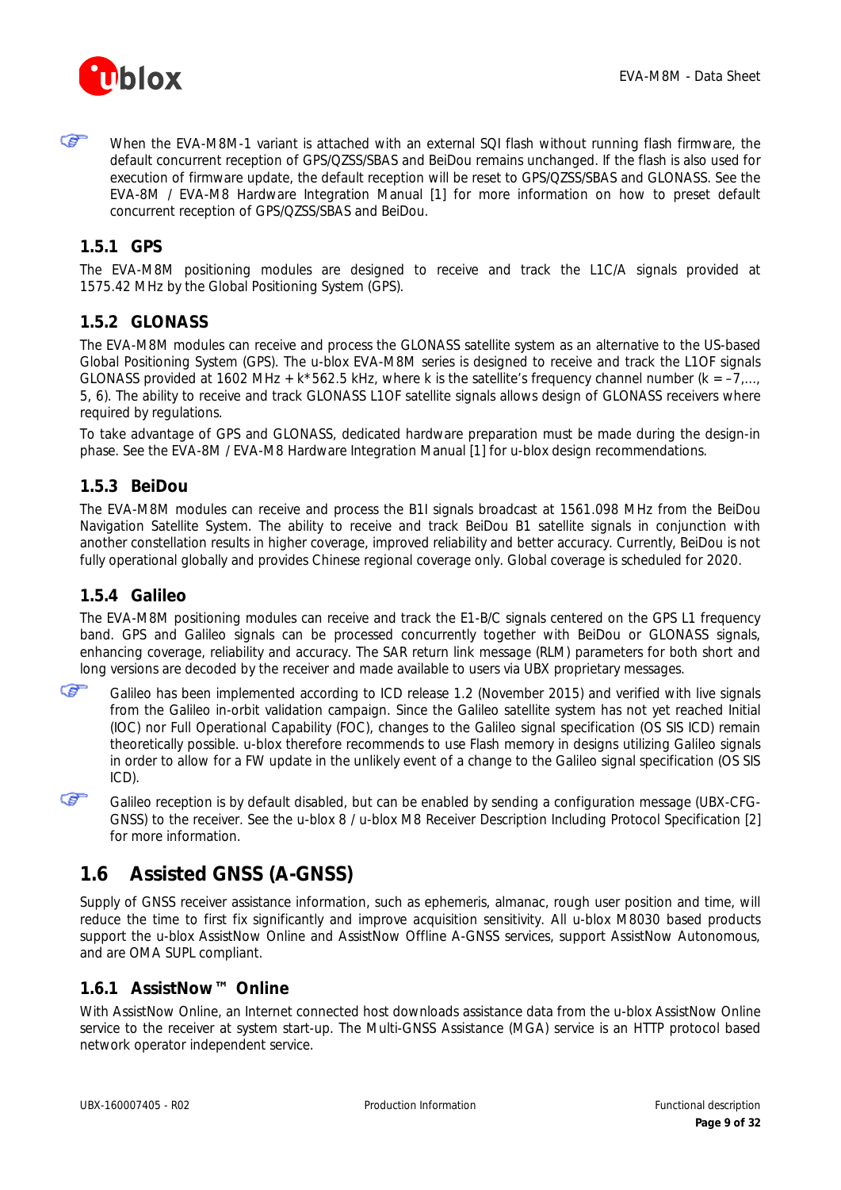☞ When the EVA-M8M-1 variant is attached with an external SQI flash without running flash firmware, the default concurrent reception of GPS/QZSS/SBAS and BeiDou remains unchanged. If the flash is also used for execution of firmware update, the default reception will be reset to GPS/QZSS/SBAS and GLONASS. See the EVA-8M / EVA-M8 Hardware Integration Manual [1] for more information on how to preset default concurrent reception of GPS/QZSS/SBAS and BeiDou.

### 1.5.1 GPS

The EVA-M8M positioning modules are designed to receive and track the L1C/A signals provided at 1575.42 MHz by the Global Positioning System (GPS).

### 1.5.2 GLONASS

The EVA-M8M modules can receive and process the GLONASS satellite system as an alternative to the US-based Global Positioning System (GPS). The u-blox EVA-M8M series is designed to receive and track the L1OF signals GLONASS provided at 1602 MHz + k*562.5 kHz, where k is the satellite's frequency channel number (k = –7,..., 5, 6). The ability to receive and track GLONASS L1OF satellite signals allows design of GLONASS receivers where required by regulations.

To take advantage of GPS and GLONASS, dedicated hardware preparation must be made during the design-in phase. See the EVA-8M / EVA-M8 Hardware Integration Manual [1] for u-blox design recommendations.

### 1.5.3 BeiDou

The EVA-M8M modules can receive and process the B1I signals broadcast at 1561.098 MHz from the BeiDou Navigation Satellite System. The ability to receive and track BeiDou B1 satellite signals in conjunction with another constellation results in higher coverage, improved reliability and better accuracy. Currently, BeiDou is not fully operational globally and provides Chinese regional coverage only. Global coverage is scheduled for 2020.

### 1.5.4 Galileo

The EVA-M8M positioning modules can receive and track the E1-B/C signals centered on the GPS L1 frequency band. GPS and Galileo signals can be processed concurrently together with BeiDou or GLONASS signals, enhancing coverage, reliability and accuracy. The SAR return link message (RLM) parameters for both short and long versions are decoded by the receiver and made available to users via UBX proprietary messages.

☞ Galileo has been implemented according to ICD release 1.2 (November 2015) and verified with live signals from the Galileo in-orbit validation campaign. Since the Galileo satellite system has not yet reached Initial (IOC) nor Full Operational Capability (FOC), changes to the Galileo signal specification (OS SIS ICD) remain theoretically possible. u-blox therefore recommends to use Flash memory in designs utilizing Galileo signals in order to allow for a FW update in the unlikely event of a change to the Galileo signal specification (OS SIS ICD).

☞ Galileo reception is by default disabled, but can be enabled by sending a configuration message (UBX-CFG-GNSS) to the receiver. See the u-blox 8 / u-blox M8 Receiver Description Including Protocol Specification [2] for more information.

## 1.6 Assisted GNSS (A-GNSS)

Supply of GNSS receiver assistance information, such as ephemeris, almanac, rough user position and time, will reduce the time to first fix significantly and improve acquisition sensitivity. All u-blox M8030 based products support the u-blox AssistNow Online and AssistNow Offline A-GNSS services, support AssistNow Autonomous, and are OMA SUPL compliant.

### 1.6.1 AssistNow™ Online

With AssistNow Online, an Internet connected host downloads assistance data from the u-blox AssistNow Online service to the receiver at system start-up. The Multi-GNSS Assistance (MGA) service is an HTTP protocol based network operator independent service.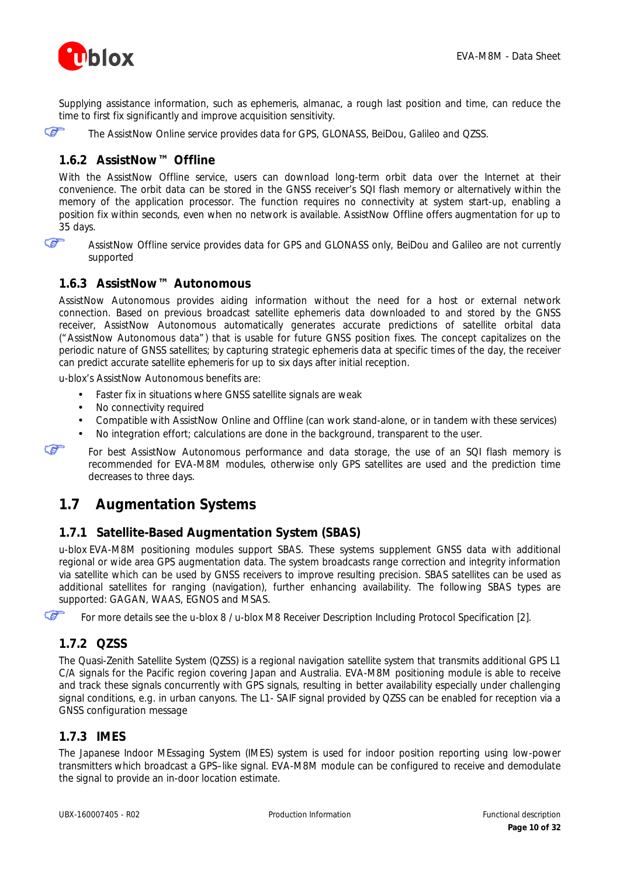Supplying assistance information, such as ephemeris, almanac, a rough last position and time, can reduce the time to first fix significantly and improve acquisition sensitivity.

The AssistNow Online service provides data for GPS, GLONASS, BeiDou, Galileo and QZSS.

### 1.6.2 AssistNow™ Offline

With the AssistNow Offline service, users can download long-term orbit data over the Internet at their convenience. The orbit data can be stored in the GNSS receiver's SQI flash memory or alternatively within the memory of the application processor. The function requires no connectivity at system start-up, enabling a position fix within seconds, even when no network is available. AssistNow Offline offers augmentation for up to 35 days.

AssistNow Offline service provides data for GPS and GLONASS only, BeiDou and Galileo are not currently supported

### 1.6.3 AssistNow™ Autonomous

AssistNow Autonomous provides aiding information without the need for a host or external network connection. Based on previous broadcast satellite ephemeris data downloaded to and stored by the GNSS receiver, AssistNow Autonomous automatically generates accurate predictions of satellite orbital data ("AssistNow Autonomous data") that is usable for future GNSS position fixes. The concept capitalizes on the periodic nature of GNSS satellites; by capturing strategic ephemeris data at specific times of the day, the receiver can predict accurate satellite ephemeris for up to six days after initial reception.

u-blox's AssistNow Autonomous benefits are:

- Faster fix in situations where GNSS satellite signals are weak
- No connectivity required
- Compatible with AssistNow Online and Offline (can work stand-alone, or in tandem with these services)
- No integration effort; calculations are done in the background, transparent to the user.

For best AssistNow Autonomous performance and data storage, the use of an SQI flash memory is recommended for EVA-M8M modules, otherwise only GPS satellites are used and the prediction time decreases to three days.

## 1.7 Augmentation Systems

### 1.7.1 Satellite-Based Augmentation System (SBAS)

u-blox EVA-M8M positioning modules support SBAS. These systems supplement GNSS data with additional regional or wide area GPS augmentation data. The system broadcasts range correction and integrity information via satellite which can be used by GNSS receivers to improve resulting precision. SBAS satellites can be used as additional satellites for ranging (navigation), further enhancing availability. The following SBAS types are supported: GAGAN, WAAS, EGNOS and MSAS.

For more details see the u-blox 8 / u-blox M8 Receiver Description Including Protocol Specification [2].

### 1.7.2 QZSS

The Quasi-Zenith Satellite System (QZSS) is a regional navigation satellite system that transmits additional GPS L1 C/A signals for the Pacific region covering Japan and Australia. EVA-M8M positioning module is able to receive and track these signals concurrently with GPS signals, resulting in better availability especially under challenging signal conditions, e.g. in urban canyons. The L1- SAIF signal provided by QZSS can be enabled for reception via a GNSS configuration message

### 1.7.3 IMES

The Japanese Indoor MEssaging System (IMES) system is used for indoor position reporting using low-power transmitters which broadcast a GPS–like signal. EVA-M8M module can be configured to receive and demodulate the signal to provide an in-door location estimate.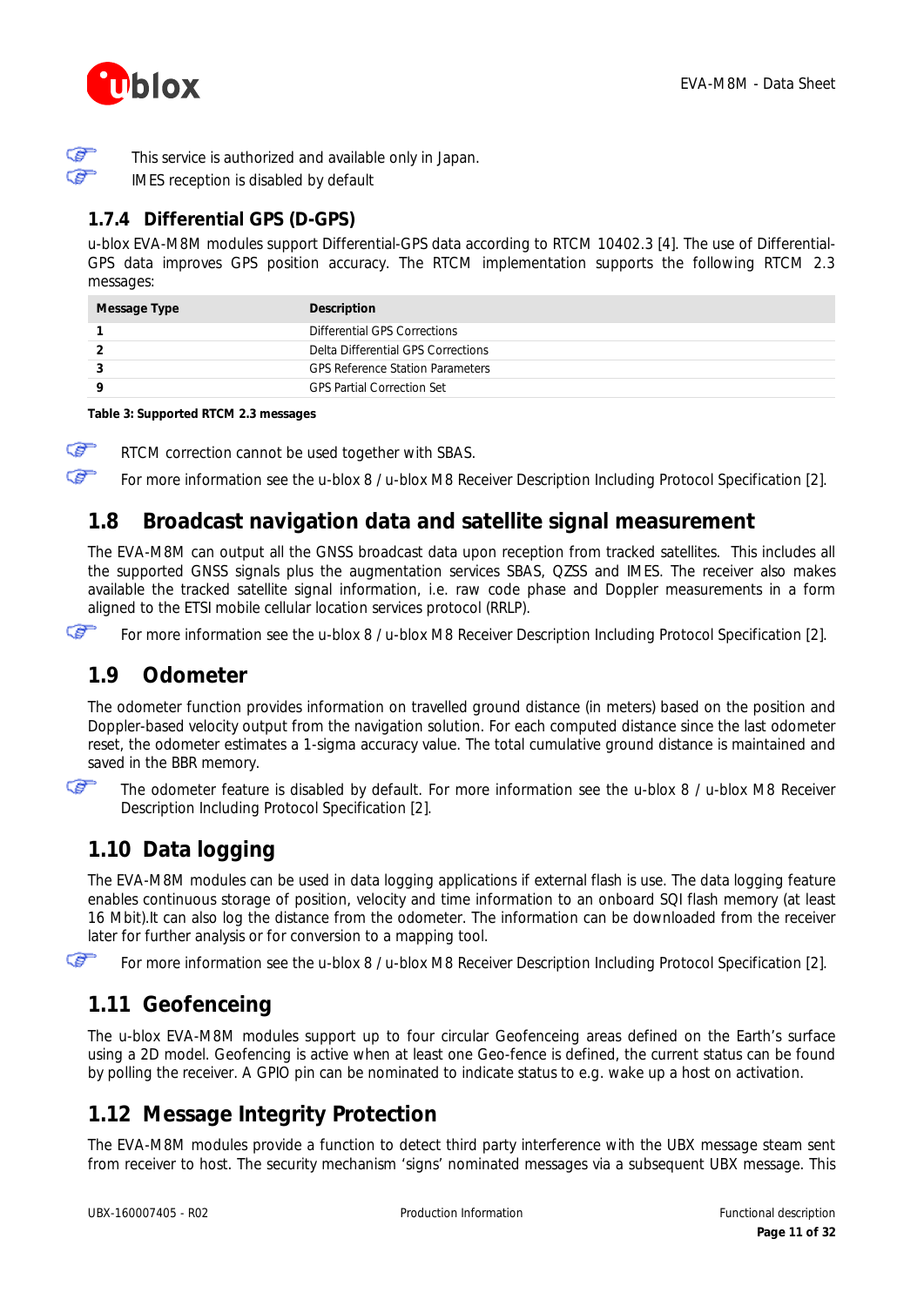This service is authorized and available only in Japan.

IMES reception is disabled by default

### 1.7.4 Differential GPS (D-GPS)

u-blox EVA-M8M modules support Differential-GPS data according to RTCM 10402.3 [4]. The use of Differential-GPS data improves GPS position accuracy. The RTCM implementation supports the following RTCM 2.3 messages:

| Message Type | Description |
|---|---|
| 1 | Differential GPS Corrections |
| 2 | Delta Differential GPS Corrections |
| 3 | GPS Reference Station Parameters |
| 9 | GPS Partial Correction Set |

**Table 3: Supported RTCM 2.3 messages**

RTCM correction cannot be used together with SBAS.

For more information see the u-blox 8 / u-blox M8 Receiver Description Including Protocol Specification [2].

## 1.8 Broadcast navigation data and satellite signal measurement

The EVA-M8M can output all the GNSS broadcast data upon reception from tracked satellites. This includes all the supported GNSS signals plus the augmentation services SBAS, QZSS and IMES. The receiver also makes available the tracked satellite signal information, i.e. raw code phase and Doppler measurements in a form aligned to the ETSI mobile cellular location services protocol (RRLP).

For more information see the u-blox 8 / u-blox M8 Receiver Description Including Protocol Specification [2].

## 1.9 Odometer

The odometer function provides information on travelled ground distance (in meters) based on the position and Doppler-based velocity output from the navigation solution. For each computed distance since the last odometer reset, the odometer estimates a 1-sigma accuracy value. The total cumulative ground distance is maintained and saved in the BBR memory.

The odometer feature is disabled by default. For more information see the u-blox 8 / u-blox M8 Receiver Description Including Protocol Specification [2].

## 1.10 Data logging

The EVA-M8M modules can be used in data logging applications if external flash is use. The data logging feature enables continuous storage of position, velocity and time information to an onboard SQI flash memory (at least 16 Mbit).It can also log the distance from the odometer. The information can be downloaded from the receiver later for further analysis or for conversion to a mapping tool.

For more information see the u-blox 8 / u-blox M8 Receiver Description Including Protocol Specification [2].

## 1.11 Geofenceing

The u-blox EVA-M8M modules support up to four circular Geofenceing areas defined on the Earth's surface using a 2D model. Geofencing is active when at least one Geo-fence is defined, the current status can be found by polling the receiver. A GPIO pin can be nominated to indicate status to e.g. wake up a host on activation.

## 1.12 Message Integrity Protection

The EVA-M8M modules provide a function to detect third party interference with the UBX message steam sent from receiver to host. The security mechanism 'signs' nominated messages via a subsequent UBX message. This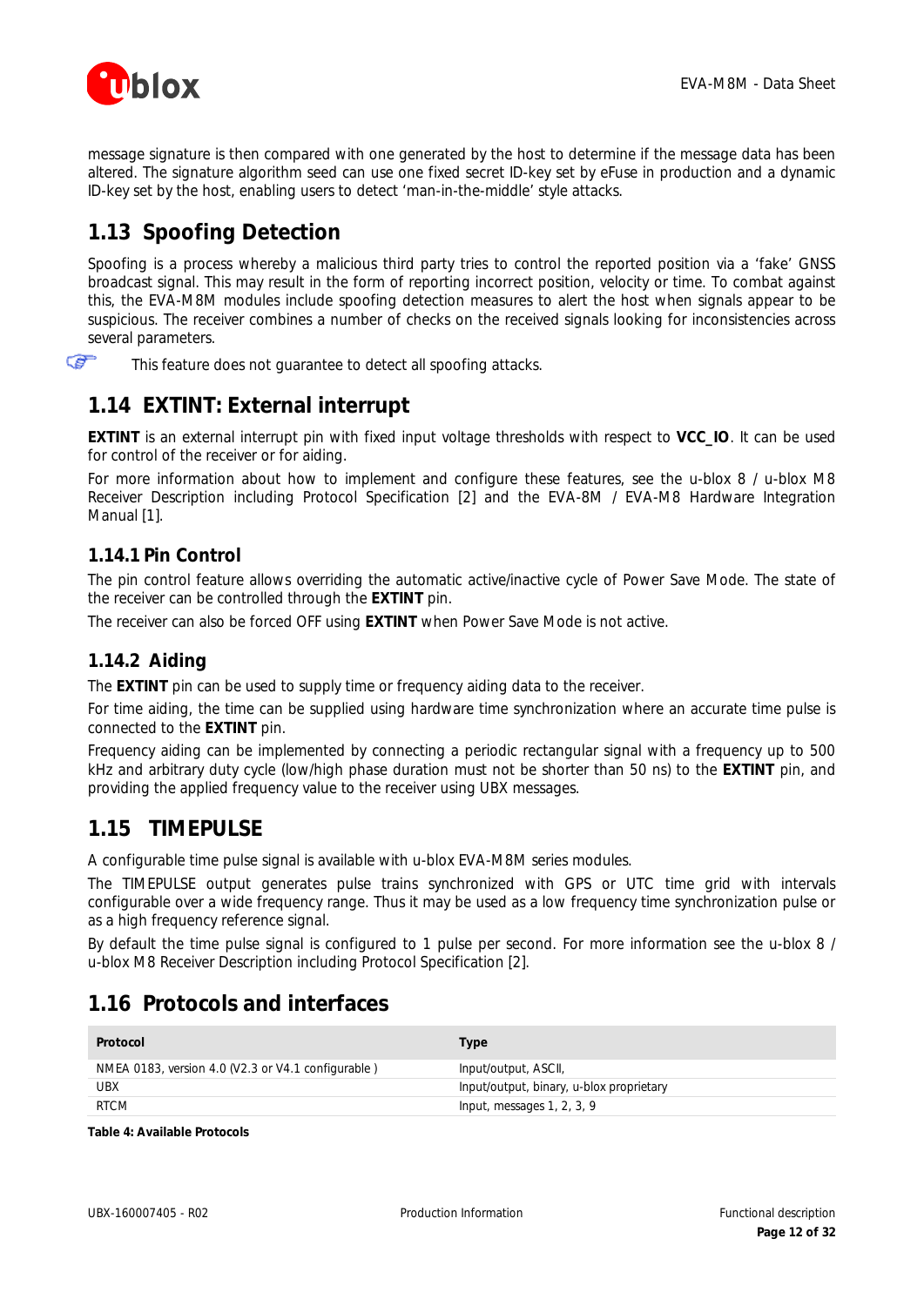message signature is then compared with one generated by the host to determine if the message data has been altered. The signature algorithm seed can use one fixed secret ID-key set by eFuse in production and a dynamic ID-key set by the host, enabling users to detect 'man-in-the-middle' style attacks.

## 1.13 Spoofing Detection

Spoofing is a process whereby a malicious third party tries to control the reported position via a 'fake' GNSS broadcast signal. This may result in the form of reporting incorrect position, velocity or time. To combat against this, the EVA-M8M modules include spoofing detection measures to alert the host when signals appear to be suspicious. The receiver combines a number of checks on the received signals looking for inconsistencies across several parameters.

> This feature does not guarantee to detect all spoofing attacks.

## 1.14 EXTINT: External interrupt

**EXTINT** is an external interrupt pin with fixed input voltage thresholds with respect to **VCC_IO**. It can be used for control of the receiver or for aiding.

For more information about how to implement and configure these features, see the u-blox 8 / u-blox M8 Receiver Description including Protocol Specification [2] and the EVA-8M / EVA-M8 Hardware Integration Manual [1].

### 1.14.1 Pin Control

The pin control feature allows overriding the automatic active/inactive cycle of Power Save Mode. The state of the receiver can be controlled through the **EXTINT** pin.

The receiver can also be forced OFF using **EXTINT** when Power Save Mode is not active.

### 1.14.2 Aiding

The **EXTINT** pin can be used to supply time or frequency aiding data to the receiver.

For time aiding, the time can be supplied using hardware time synchronization where an accurate time pulse is connected to the **EXTINT** pin.

Frequency aiding can be implemented by connecting a periodic rectangular signal with a frequency up to 500 kHz and arbitrary duty cycle (low/high phase duration must not be shorter than 50 ns) to the **EXTINT** pin, and providing the applied frequency value to the receiver using UBX messages.

## 1.15 TIMEPULSE

A configurable time pulse signal is available with u-blox EVA-M8M series modules.

The TIMEPULSE output generates pulse trains synchronized with GPS or UTC time grid with intervals configurable over a wide frequency range. Thus it may be used as a low frequency time synchronization pulse or as a high frequency reference signal.

By default the time pulse signal is configured to 1 pulse per second. For more information see the u-blox 8 / u-blox M8 Receiver Description including Protocol Specification [2].

## 1.16 Protocols and interfaces

| Protocol | Type |
|---|---|
| NMEA 0183, version 4.0 (V2.3 or V4.1 configurable ) | Input/output, ASCII, |
| UBX | Input/output, binary, u-blox proprietary |
| RTCM | Input, messages 1, 2, 3, 9 |

**Table 4: Available Protocols**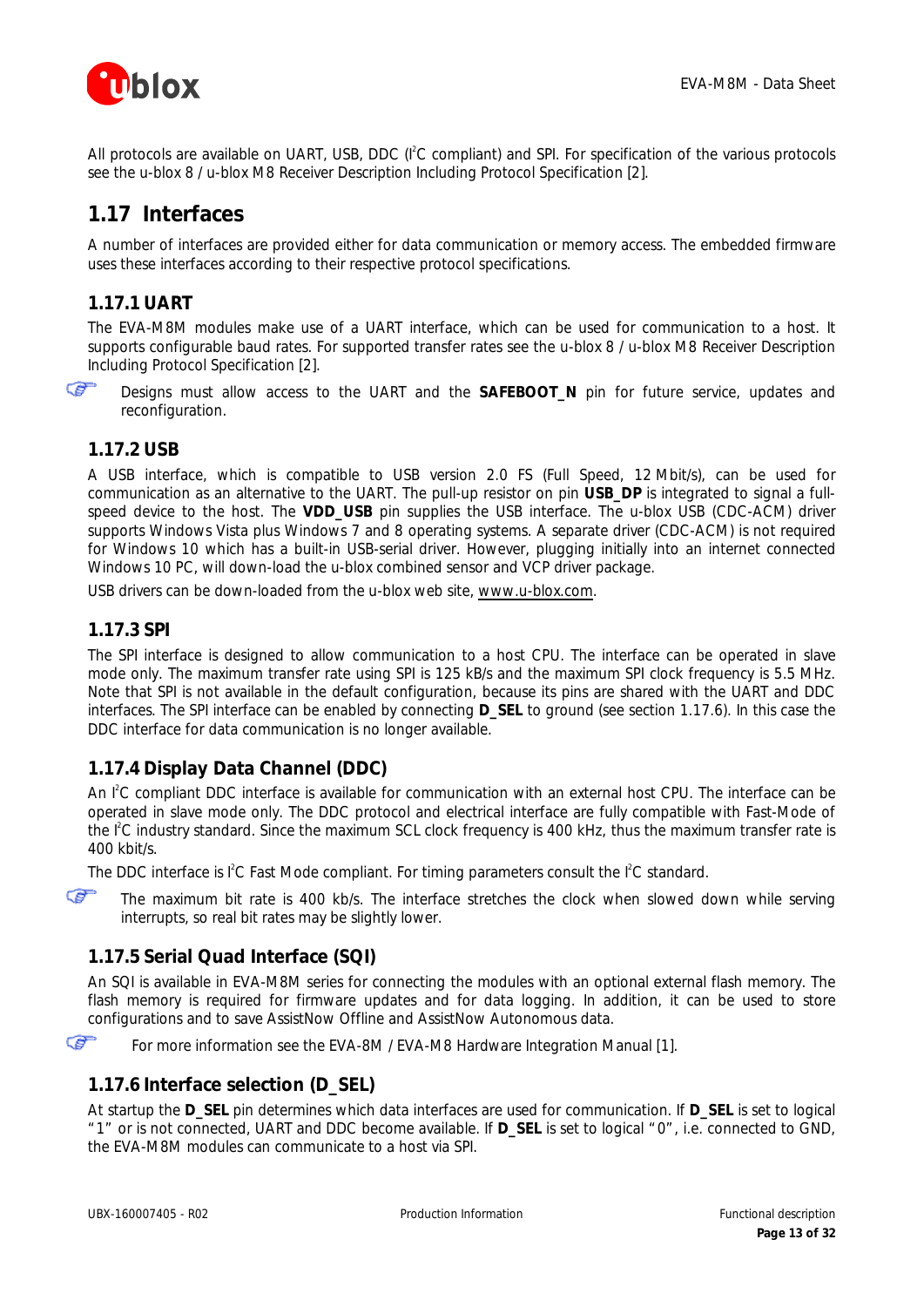All protocols are available on UART, USB, DDC ($I^2C$ compliant) and SPI. For specification of the various protocols see the u-blox 8 / u-blox M8 Receiver Description Including Protocol Specification [2].

## 1.17 Interfaces

A number of interfaces are provided either for data communication or memory access. The embedded firmware uses these interfaces according to their respective protocol specifications.

### 1.17.1 UART

The EVA-M8M modules make use of a UART interface, which can be used for communication to a host. It supports configurable baud rates. For supported transfer rates see the u-blox 8 / u-blox M8 Receiver Description Including Protocol Specification [2].

☞ Designs must allow access to the UART and the **SAFEBOOT_N** pin for future service, updates and reconfiguration.

### 1.17.2 USB

A USB interface, which is compatible to USB version 2.0 FS (Full Speed, 12 Mbit/s), can be used for communication as an alternative to the UART. The pull-up resistor on pin **USB_DP** is integrated to signal a full-speed device to the host. The **VDD_USB** pin supplies the USB interface. The u-blox USB (CDC-ACM) driver supports Windows Vista plus Windows 7 and 8 operating systems. A separate driver (CDC-ACM) is not required for Windows 10 which has a built-in USB-serial driver. However, plugging initially into an internet connected Windows 10 PC, will down-load the u-blox combined sensor and VCP driver package.

USB drivers can be down-loaded from the u-blox web site, www.u-blox.com.

### 1.17.3 SPI

The SPI interface is designed to allow communication to a host CPU. The interface can be operated in slave mode only. The maximum transfer rate using SPI is 125 kB/s and the maximum SPI clock frequency is 5.5 MHz. Note that SPI is not available in the default configuration, because its pins are shared with the UART and DDC interfaces. The SPI interface can be enabled by connecting **D_SEL** to ground (see section 1.17.6). In this case the DDC interface for data communication is no longer available.

### 1.17.4 Display Data Channel (DDC)

An $I^2C$ compliant DDC interface is available for communication with an external host CPU. The interface can be operated in slave mode only. The DDC protocol and electrical interface are fully compatible with Fast-Mode of the $I^2C$ industry standard. Since the maximum SCL clock frequency is 400 kHz, thus the maximum transfer rate is 400 kbit/s.

The DDC interface is $I^2C$ Fast Mode compliant. For timing parameters consult the $I^2C$ standard.

☞ The maximum bit rate is 400 kb/s. The interface stretches the clock when slowed down while serving interrupts, so real bit rates may be slightly lower.

### 1.17.5 Serial Quad Interface (SQI)

An SQI is available in EVA-M8M series for connecting the modules with an optional external flash memory. The flash memory is required for firmware updates and for data logging. In addition, it can be used to store configurations and to save AssistNow Offline and AssistNow Autonomous data.

☞ For more information see the EVA-8M / EVA-M8 Hardware Integration Manual [1].

### 1.17.6 Interface selection (D_SEL)

At startup the **D_SEL** pin determines which data interfaces are used for communication. If **D_SEL** is set to logical "1" or is not connected, UART and DDC become available. If **D_SEL** is set to logical "0", i.e. connected to GND, the EVA-M8M modules can communicate to a host via SPI.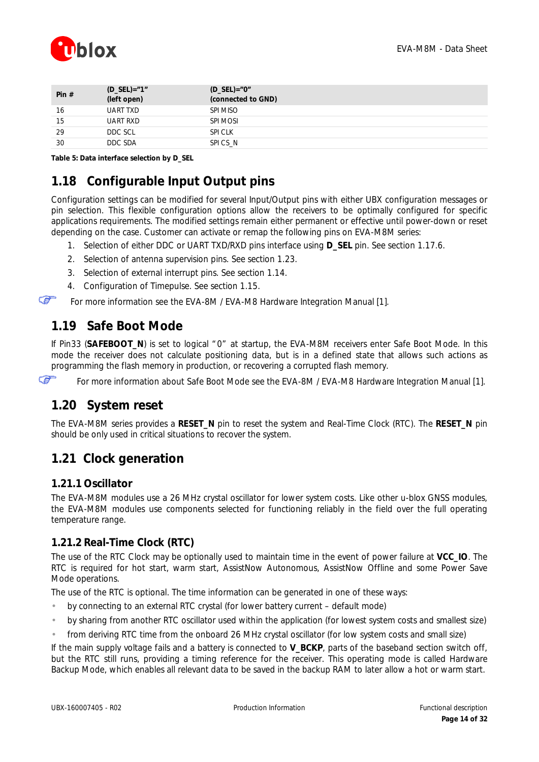| Pin # | (D_SEL)="1"<br>(left open) | (D_SEL)="0"<br>(connected to GND) |
|---|---|---|
| 16 | UART TXD | SPI MISO |
| 15 | UART RXD | SPI MOSI |
| 29 | DDC SCL | SPI CLK |
| 30 | DDC SDA | SPI CS_N |

**Table 5: Data interface selection by D_SEL**

## 1.18 Configurable Input Output pins

Configuration settings can be modified for several Input/Output pins with either UBX configuration messages or pin selection. This flexible configuration options allow the receivers to be optimally configured for specific applications requirements. The modified settings remain either permanent or effective until power-down or reset depending on the case. Customer can activate or remap the following pins on EVA-M8M series:

1. Selection of either DDC or UART TXD/RXD pins interface using **D_SEL** pin. See section 1.17.6.
2. Selection of antenna supervision pins. See section 1.23.
3. Selection of external interrupt pins. See section 1.14.
4. Configuration of Timepulse. See section 1.15.

☞ For more information see the EVA-8M / EVA-M8 Hardware Integration Manual [1].

## 1.19 Safe Boot Mode

If Pin33 (**SAFEBOOT_N**) is set to logical "0" at startup, the EVA-M8M receivers enter Safe Boot Mode. In this mode the receiver does not calculate positioning data, but is in a defined state that allows such actions as programming the flash memory in production, or recovering a corrupted flash memory.

☞ For more information about Safe Boot Mode see the EVA-8M / EVA-M8 Hardware Integration Manual [1].

## 1.20 System reset

The EVA-M8M series provides a **RESET_N** pin to reset the system and Real-Time Clock (RTC). The **RESET_N** pin should be only used in critical situations to recover the system.

## 1.21 Clock generation

### 1.21.1 Oscillator

The EVA-M8M modules use a 26 MHz crystal oscillator for lower system costs. Like other u-blox GNSS modules, the EVA-M8M modules use components selected for functioning reliably in the field over the full operating temperature range.

### 1.21.2 Real-Time Clock (RTC)

The use of the RTC Clock may be optionally used to maintain time in the event of power failure at **VCC_IO**. The RTC is required for hot start, warm start, AssistNow Autonomous, AssistNow Offline and some Power Save Mode operations.

The use of the RTC is optional. The time information can be generated in one of these ways:

- by connecting to an external RTC crystal (for lower battery current – default mode)
- by sharing from another RTC oscillator used within the application (for lowest system costs and smallest size)
- from deriving RTC time from the onboard 26 MHz crystal oscillator (for low system costs and small size)

If the main supply voltage fails and a battery is connected to **V_BCKP**, parts of the baseband section switch off, but the RTC still runs, providing a timing reference for the receiver. This operating mode is called Hardware Backup Mode, which enables all relevant data to be saved in the backup RAM to later allow a hot or warm start.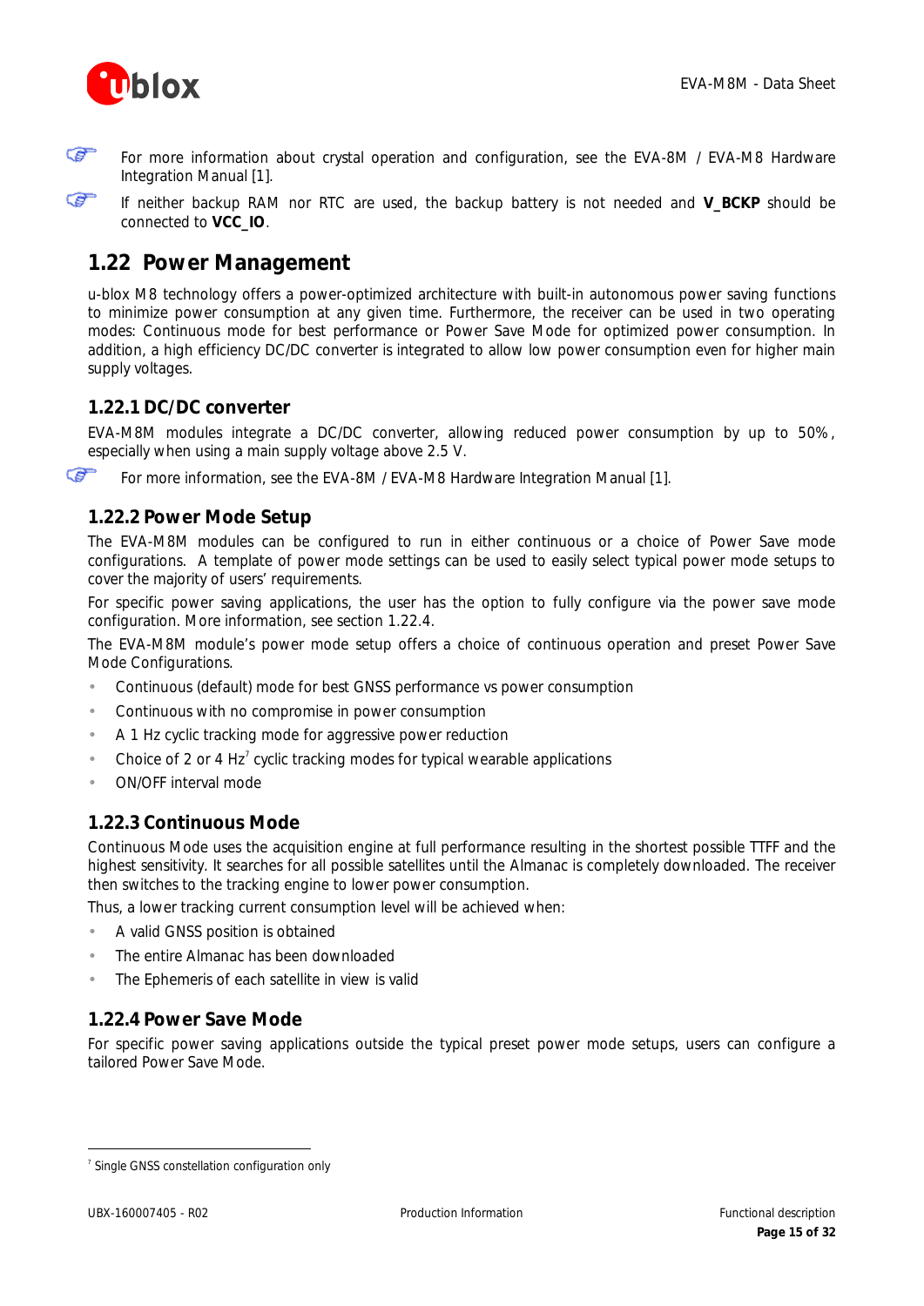☞ For more information about crystal operation and configuration, see the EVA-8M / EVA-M8 Hardware Integration Manual [1].

☞ If neither backup RAM nor RTC are used, the backup battery is not needed and **V_BCKP** should be connected to **VCC_IO**.

## 1.22 Power Management

u-blox M8 technology offers a power-optimized architecture with built-in autonomous power saving functions to minimize power consumption at any given time. Furthermore, the receiver can be used in two operating modes: Continuous mode for best performance or Power Save Mode for optimized power consumption. In addition, a high efficiency DC/DC converter is integrated to allow low power consumption even for higher main supply voltages.

### 1.22.1 DC/DC converter

EVA-M8M modules integrate a DC/DC converter, allowing reduced power consumption by up to 50%, especially when using a main supply voltage above 2.5 V.

☞ For more information, see the EVA-8M / EVA-M8 Hardware Integration Manual [1].

### 1.22.2 Power Mode Setup

The EVA-M8M modules can be configured to run in either continuous or a choice of Power Save mode configurations. A template of power mode settings can be used to easily select typical power mode setups to cover the majority of users' requirements.

For specific power saving applications, the user has the option to fully configure via the power save mode configuration. More information, see section 1.22.4.

The EVA-M8M module's power mode setup offers a choice of continuous operation and preset Power Save Mode Configurations.

- Continuous (default) mode for best GNSS performance vs power consumption
- Continuous with no compromise in power consumption
- A 1 Hz cyclic tracking mode for aggressive power reduction
- Choice of 2 or 4 Hz[7] cyclic tracking modes for typical wearable applications
- ON/OFF interval mode

### 1.22.3 Continuous Mode

Continuous Mode uses the acquisition engine at full performance resulting in the shortest possible TTFF and the highest sensitivity. It searches for all possible satellites until the Almanac is completely downloaded. The receiver then switches to the tracking engine to lower power consumption.

Thus, a lower tracking current consumption level will be achieved when:

- A valid GNSS position is obtained
- The entire Almanac has been downloaded
- The Ephemeris of each satellite in view is valid

### 1.22.4 Power Save Mode

For specific power saving applications outside the typical preset power mode setups, users can configure a tailored Power Save Mode.

---

[7] Single GNSS constellation configuration only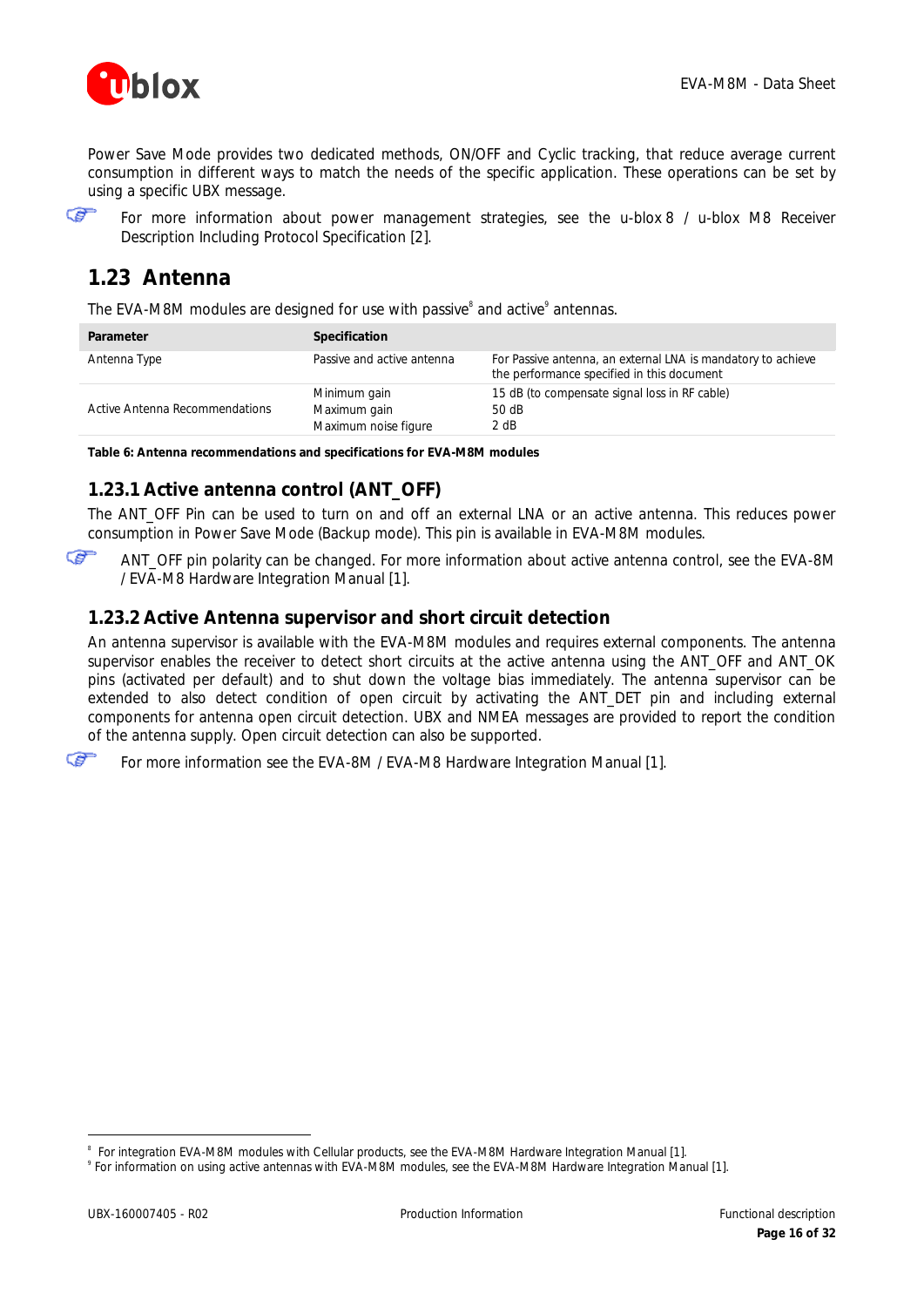Power Save Mode provides two dedicated methods, ON/OFF and Cyclic tracking, that reduce average current consumption in different ways to match the needs of the specific application. These operations can be set by using a specific UBX message.

For more information about power management strategies, see the u-blox 8 / u-blox M8 Receiver Description Including Protocol Specification [2].

## 1.23 Antenna

The EVA-M8M modules are designed for use with passive[8] and active[9] antennas.

| Parameter | Specification | |
|---|---|---|
| Antenna Type | Passive and active antenna | For Passive antenna, an external LNA is mandatory to achieve the performance specified in this document |
| Active Antenna Recommendations | Minimum gain<br>Maximum gain<br>Maximum noise figure | 15 dB (to compensate signal loss in RF cable)<br>50 dB<br>2 dB |

**Table 6: Antenna recommendations and specifications for EVA-M8M modules**

### 1.23.1 Active antenna control (ANT_OFF)

The ANT_OFF Pin can be used to turn on and off an external LNA or an active antenna. This reduces power consumption in Power Save Mode (Backup mode). This pin is available in EVA-M8M modules.

ANT_OFF pin polarity can be changed. For more information about active antenna control, see the EVA-8M / EVA-M8 Hardware Integration Manual [1].

### 1.23.2 Active Antenna supervisor and short circuit detection

An antenna supervisor is available with the EVA-M8M modules and requires external components. The antenna supervisor enables the receiver to detect short circuits at the active antenna using the ANT_OFF and ANT_OK pins (activated per default) and to shut down the voltage bias immediately. The antenna supervisor can be extended to also detect condition of open circuit by activating the ANT_DET pin and including external components for antenna open circuit detection. UBX and NMEA messages are provided to report the condition of the antenna supply. Open circuit detection can also be supported.

For more information see the EVA-8M / EVA-M8 Hardware Integration Manual [1].

---

[8] For integration EVA-M8M modules with Cellular products, see the EVA-M8M Hardware Integration Manual [1].

[9] For information on using active antennas with EVA-M8M modules, see the EVA-M8M Hardware Integration Manual [1].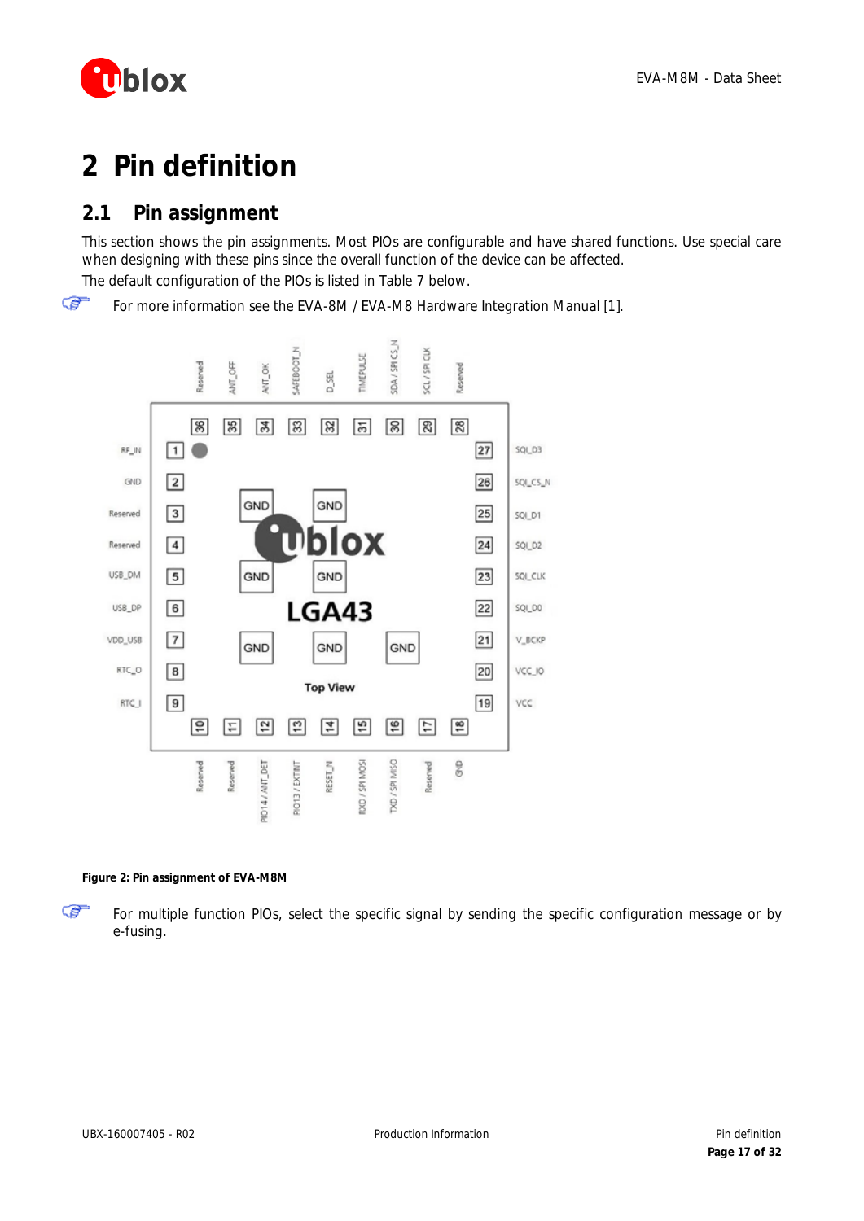# 2 Pin definition

## 2.1 Pin assignment

This section shows the pin assignments. Most PIOs are configurable and have shared functions. Use special care when designing with these pins since the overall function of the device can be affected.

The default configuration of the PIOs is listed in Table 7 below.

For more information see the EVA-8M / EVA-M8 Hardware Integration Manual [1].

Figure 2: Pin assignment of EVA-M8M

For multiple function PIOs, select the specific signal by sending the specific configuration message or by e-fusing.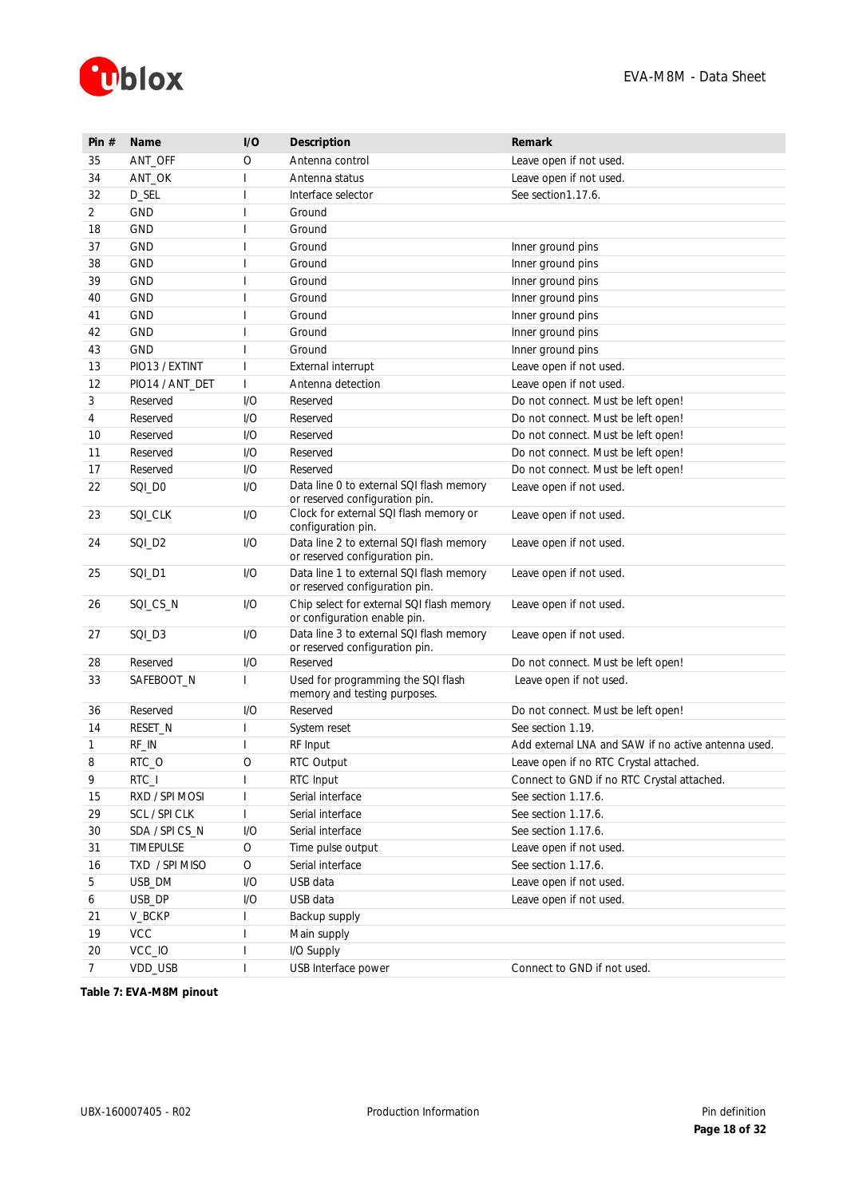| Pin # | Name | I/O | Description | Remark |
|---|---|---|---|---|
| 35 | ANT_OFF | O | Antenna control | Leave open if not used. |
| 34 | ANT_OK | I | Antenna status | Leave open if not used. |
| 32 | D_SEL | I | Interface selector | See section1.17.6. |
| 2 | GND | I | Ground | |
| 18 | GND | I | Ground | |
| 37 | GND | I | Ground | Inner ground pins |
| 38 | GND | I | Ground | Inner ground pins |
| 39 | GND | I | Ground | Inner ground pins |
| 40 | GND | I | Ground | Inner ground pins |
| 41 | GND | I | Ground | Inner ground pins |
| 42 | GND | I | Ground | Inner ground pins |
| 43 | GND | I | Ground | Inner ground pins |
| 13 | PIO13 / EXTINT | I | External interrupt | Leave open if not used. |
| 12 | PIO14 / ANT_DET | I | Antenna detection | Leave open if not used. |
| 3 | Reserved | I/O | Reserved | Do not connect. Must be left open! |
| 4 | Reserved | I/O | Reserved | Do not connect. Must be left open! |
| 10 | Reserved | I/O | Reserved | Do not connect. Must be left open! |
| 11 | Reserved | I/O | Reserved | Do not connect. Must be left open! |
| 17 | Reserved | I/O | Reserved | Do not connect. Must be left open! |
| 22 | SQI_D0 | I/O | Data line 0 to external SQI flash memory or reserved configuration pin. | Leave open if not used. |
| 23 | SQI_CLK | I/O | Clock for external SQI flash memory or configuration pin. | Leave open if not used. |
| 24 | SQI_D2 | I/O | Data line 2 to external SQI flash memory or reserved configuration pin. | Leave open if not used. |
| 25 | SQI_D1 | I/O | Data line 1 to external SQI flash memory or reserved configuration pin. | Leave open if not used. |
| 26 | SQI_CS_N | I/O | Chip select for external SQI flash memory or configuration enable pin. | Leave open if not used. |
| 27 | SQI_D3 | I/O | Data line 3 to external SQI flash memory or reserved configuration pin. | Leave open if not used. |
| 28 | Reserved | I/O | Reserved | Do not connect. Must be left open! |
| 33 | SAFEBOOT_N | I | Used for programming the SQI flash memory and testing purposes. | Leave open if not used. |
| 36 | Reserved | I/O | Reserved | Do not connect. Must be left open! |
| 14 | RESET_N | I | System reset | See section 1.19. |
| 1 | RF_IN | I | RF Input | Add external LNA and SAW if no active antenna used. |
| 8 | RTC_O | O | RTC Output | Leave open if no RTC Crystal attached. |
| 9 | RTC_I | I | RTC Input | Connect to GND if no RTC Crystal attached. |
| 15 | RXD / SPI MOSI | I | Serial interface | See section 1.17.6. |
| 29 | SCL / SPI CLK | I | Serial interface | See section 1.17.6. |
| 30 | SDA / SPI CS_N | I/O | Serial interface | See section 1.17.6. |
| 31 | TIMEPULSE | O | Time pulse output | Leave open if not used. |
| 16 | TXD / SPI MISO | O | Serial interface | See section 1.17.6. |
| 5 | USB_DM | I/O | USB data | Leave open if not used. |
| 6 | USB_DP | I/O | USB data | Leave open if not used. |
| 21 | V_BCKP | I | Backup supply | |
| 19 | VCC | I | Main supply | |
| 20 | VCC_IO | I | I/O Supply | |
| 7 | VDD_USB | I | USB Interface power | Connect to GND if not used. |

**Table 7: EVA-M8M pinout**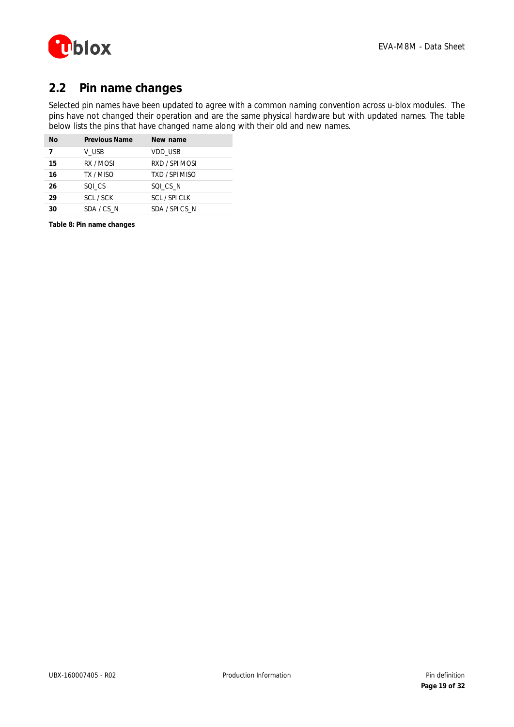## 2.2 Pin name changes

Selected pin names have been updated to agree with a common naming convention across u-blox modules. The pins have not changed their operation and are the same physical hardware but with updated names. The table below lists the pins that have changed name along with their old and new names.

| No | Previous Name | New name |
|---|---|---|
| **7** | V_USB | VDD_USB |
| **15** | RX / MOSI | RXD / SPI MOSI |
| **16** | TX / MISO | TXD / SPI MISO |
| **26** | SQI_CS | SQI_CS_N |
| **29** | SCL / SCK | SCL / SPI CLK |
| **30** | SDA / CS_N | SDA / SPI CS_N |

**Table 8: Pin name changes**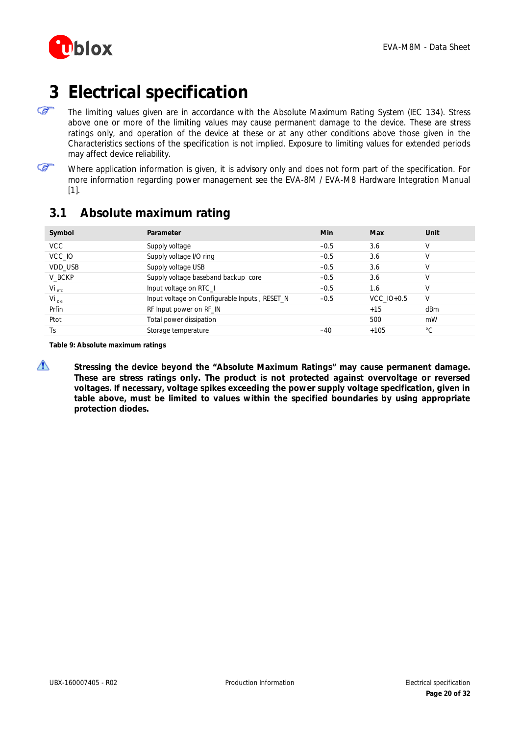# 3 Electrical specification

The limiting values given are in accordance with the Absolute Maximum Rating System (IEC 134). Stress above one or more of the limiting values may cause permanent damage to the device. These are stress ratings only, and operation of the device at these or at any other conditions above those given in the Characteristics sections of the specification is not implied. Exposure to limiting values for extended periods may affect device reliability.

Where application information is given, it is advisory only and does not form part of the specification. For more information regarding power management see the EVA-8M / EVA-M8 Hardware Integration Manual [1].

## 3.1 Absolute maximum rating

| Symbol | Parameter | Min | Max | Unit |
|---|---|---|---|---|
| VCC | Supply voltage | –0.5 | 3.6 | V |
| VCC_IO | Supply voltage I/O ring | –0.5 | 3.6 | V |
| VDD_USB | Supply voltage USB | –0.5 | 3.6 | V |
| V_BCKP | Supply voltage baseband backup core | –0.5 | 3.6 | V |
| $Vi_{RTC}$ | Input voltage on RTC_I | –0.5 | 1.6 | V |
| $Vi_{DIG}$ | Input voltage on Configurable Inputs , RESET_N | –0.5 | VCC_IO+0.5 | V |
| Prfin | RF Input power on RF_IN | | +15 | dBm |
| Ptot | Total power dissipation | | 500 | mW |
| Ts | Storage temperature | –40 | +105 | °C |

**Table 9: Absolute maximum ratings**

**Stressing the device beyond the "Absolute Maximum Ratings" may cause permanent damage. These are stress ratings only. The product is not protected against overvoltage or reversed voltages. If necessary, voltage spikes exceeding the power supply voltage specification, given in table above, must be limited to values within the specified boundaries by using appropriate protection diodes.**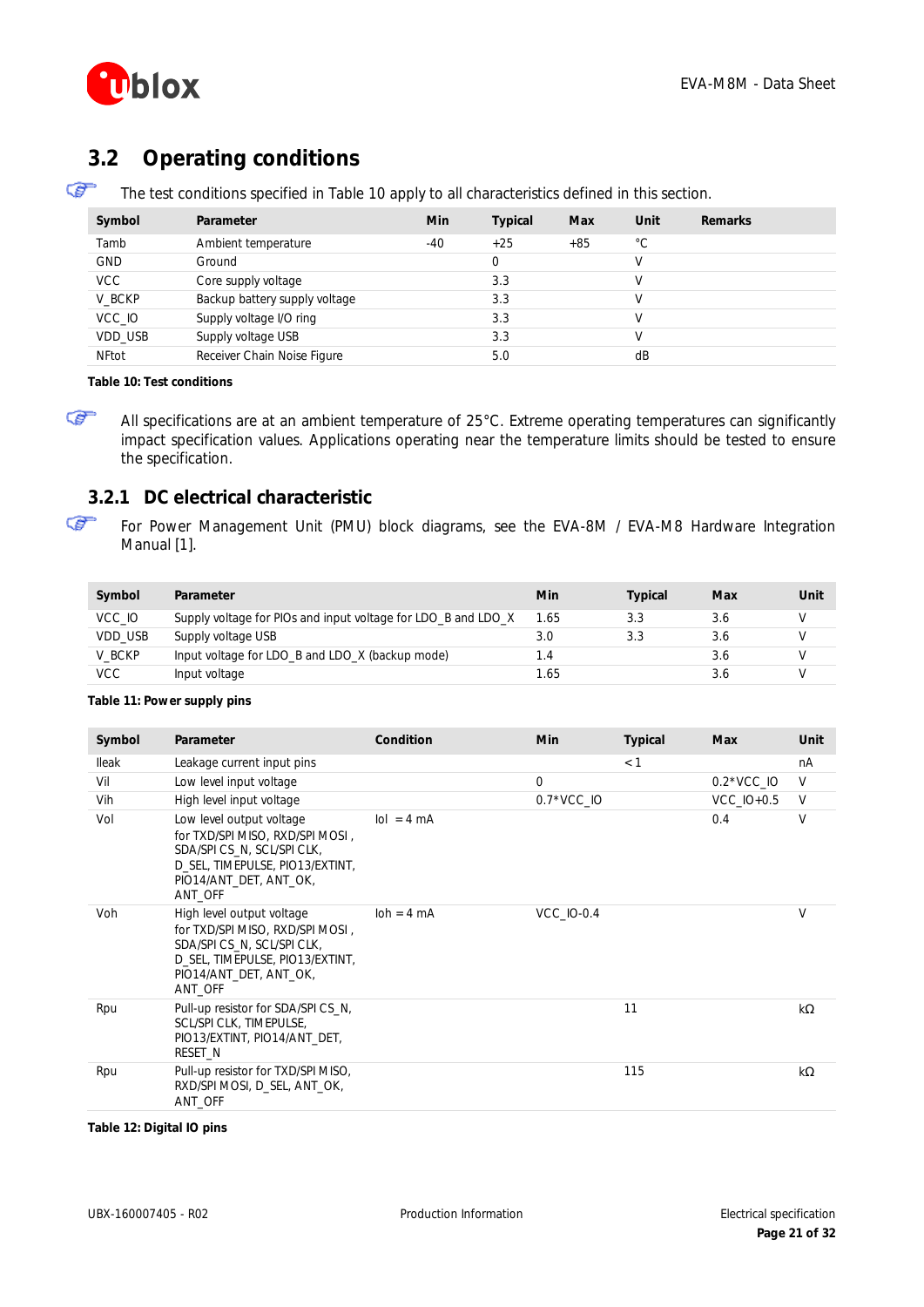## 3.2 Operating conditions

☞ The test conditions specified in Table 10 apply to all characteristics defined in this section.

| Symbol | Parameter | Min | Typical | Max | Unit | Remarks |
|---|---|---|---|---|---|---|
| Tamb | Ambient temperature | -40 | +25 | +85 | °C | |
| GND | Ground | | 0 | | V | |
| VCC | Core supply voltage | | 3.3 | | V | |
| V_BCKP | Backup battery supply voltage | | 3.3 | | V | |
| VCC_IO | Supply voltage I/O ring | | 3.3 | | V | |
| VDD_USB | Supply voltage USB | | 3.3 | | V | |
| NFtot | Receiver Chain Noise Figure | | 5.0 | | dB | |

**Table 10: Test conditions**

☞ All specifications are at an ambient temperature of 25°C. Extreme operating temperatures can significantly impact specification values. Applications operating near the temperature limits should be tested to ensure the specification.

### 3.2.1 DC electrical characteristic

☞ For Power Management Unit (PMU) block diagrams, see the EVA-8M / EVA-M8 Hardware Integration Manual [1].

| Symbol | Parameter | Min | Typical | Max | Unit |
|---|---|---|---|---|---|
| VCC_IO | Supply voltage for PIOs and input voltage for LDO_B and LDO_X | 1.65 | 3.3 | 3.6 | V |
| VDD_USB | Supply voltage USB | 3.0 | 3.3 | 3.6 | V |
| V_BCKP | Input voltage for LDO_B and LDO_X (backup mode) | 1.4 | | 3.6 | V |
| VCC | Input voltage | 1.65 | | 3.6 | V |

**Table 11: Power supply pins**

| Symbol | Parameter | Condition | Min | Typical | Max | Unit |
|---|---|---|---|---|---|---|
| Ileak | Leakage current input pins | | | < 1 | | nA |
| Vil | Low level input voltage | | 0 | | 0.2*VCC_IO | V |
| Vih | High level input voltage | | 0.7*VCC_IO | | VCC_IO+0.5 | V |
| Vol | Low level output voltage for TXD/SPI MISO, RXD/SPI MOSI, SDA/SPI CS_N, SCL/SPI CLK, D_SEL, TIMEPULSE, PIO13/EXTINT, PIO14/ANT_DET, ANT_OK, ANT_OFF | Iol = 4 mA | | | 0.4 | V |
| Voh | High level output voltage for TXD/SPI MISO, RXD/SPI MOSI, SDA/SPI CS_N, SCL/SPI CLK, D_SEL, TIMEPULSE, PIO13/EXTINT, PIO14/ANT_DET, ANT_OK, ANT_OFF | Ioh = 4 mA | VCC_IO-0.4 | | | V |
| Rpu | Pull-up resistor for SDA/SPI CS_N, SCL/SPI CLK, TIMEPULSE, PIO13/EXTINT, PIO14/ANT_DET, RESET_N | | | 11 | | kΩ |
| Rpu | Pull-up resistor for TXD/SPI MISO, RXD/SPI MOSI, D_SEL, ANT_OK, ANT_OFF | | | 115 | | kΩ |

**Table 12: Digital IO pins**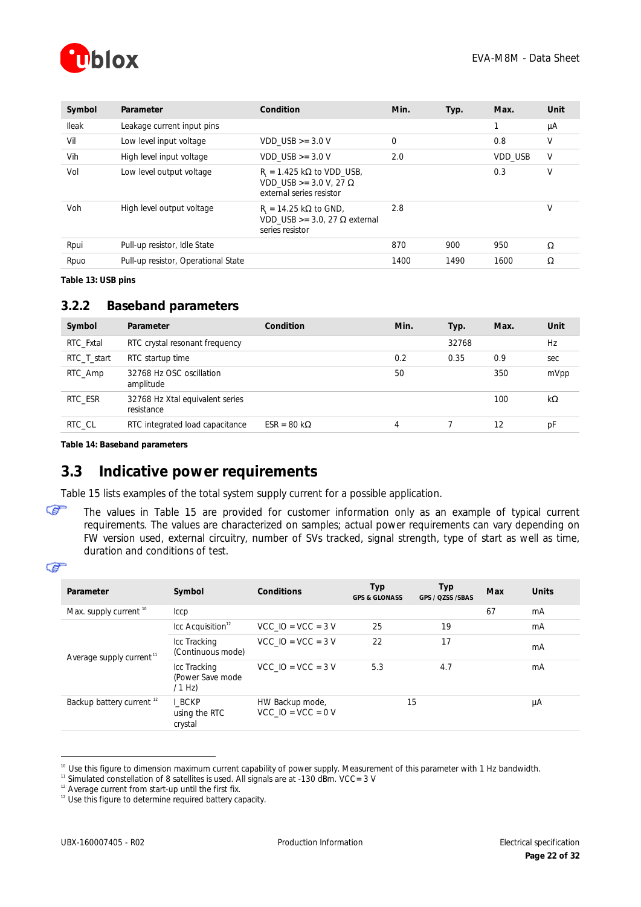| Symbol | Parameter | Condition | Min. | Typ. | Max. | Unit |
|---|---|---|---|---|---|---|
| Ileak | Leakage current input pins | | | | 1 | µA |
| Vil | Low level input voltage | VDD_USB >= 3.0 V | 0 | | 0.8 | V |
| Vih | High level input voltage | VDD_USB >= 3.0 V | 2.0 | | VDD_USB | V |
| Vol | Low level output voltage | $R_L$ = 1.425 kΩ to VDD_USB, VDD_USB >= 3.0 V, 27 Ω external series resistor | | | 0.3 | V |
| Voh | High level output voltage | $R_L$ = 14.25 kΩ to GND, VDD_USB >= 3.0, 27 Ω external series resistor | 2.8 | | | V |
| Rpui | Pull-up resistor, Idle State | | 870 | 900 | 950 | Ω |
| Rpuo | Pull-up resistor, Operational State | | 1400 | 1490 | 1600 | Ω |

**Table 13: USB pins**

### 3.2.2 Baseband parameters

| Symbol | Parameter | Condition | Min. | Typ. | Max. | Unit |
|---|---|---|---|---|---|---|
| RTC_Fxtal | RTC crystal resonant frequency | | | 32768 | | Hz |
| RTC_T_start | RTC startup time | | 0.2 | 0.35 | 0.9 | sec |
| RTC_Amp | 32768 Hz OSC oscillation amplitude | | 50 | | 350 | mVpp |
| RTC_ESR | 32768 Hz Xtal equivalent series resistance | | | | 100 | kΩ |
| RTC_CL | RTC integrated load capacitance | ESR = 80 kΩ | 4 | 7 | 12 | pF |

**Table 14: Baseband parameters**

## 3.3 Indicative power requirements

Table 15 lists examples of the total system supply current for a possible application.

☞ The values in Table 15 are provided for customer information only as an example of typical current requirements. The values are characterized on samples; actual power requirements can vary depending on FW version used, external circuitry, number of SVs tracked, signal strength, type of start as well as time, duration and conditions of test.

| Parameter | Symbol | Conditions | Typ GPS & GLONASS | Typ GPS / QZSS /SBAS | Max | Units |
|---|---|---|---|---|---|---|
| Max. supply current [10] | Iccp | | | | 67 | mA |
| Average supply current [11] | Icc Acquisition[12] | VCC_IO = VCC = 3 V | 25 | 19 | | mA |
| | Icc Tracking (Continuous mode) | VCC_IO = VCC = 3 V | 22 | 17 | | mA |
| | Icc Tracking (Power Save mode / 1 Hz) | VCC_IO = VCC = 3 V | 5.3 | 4.7 | | mA |
| Backup battery current [12] | I_BCKP using the RTC crystal | HW Backup mode, VCC_IO = VCC = 0 V | 15 | | | µA |

[10] Use this figure to dimension maximum current capability of power supply. Measurement of this parameter with 1 Hz bandwidth.
[11] Simulated constellation of 8 satellites is used. All signals are at -130 dBm. VCC= 3 V
[12] Average current from start-up until the first fix.
[12] Use this figure to determine required battery capacity.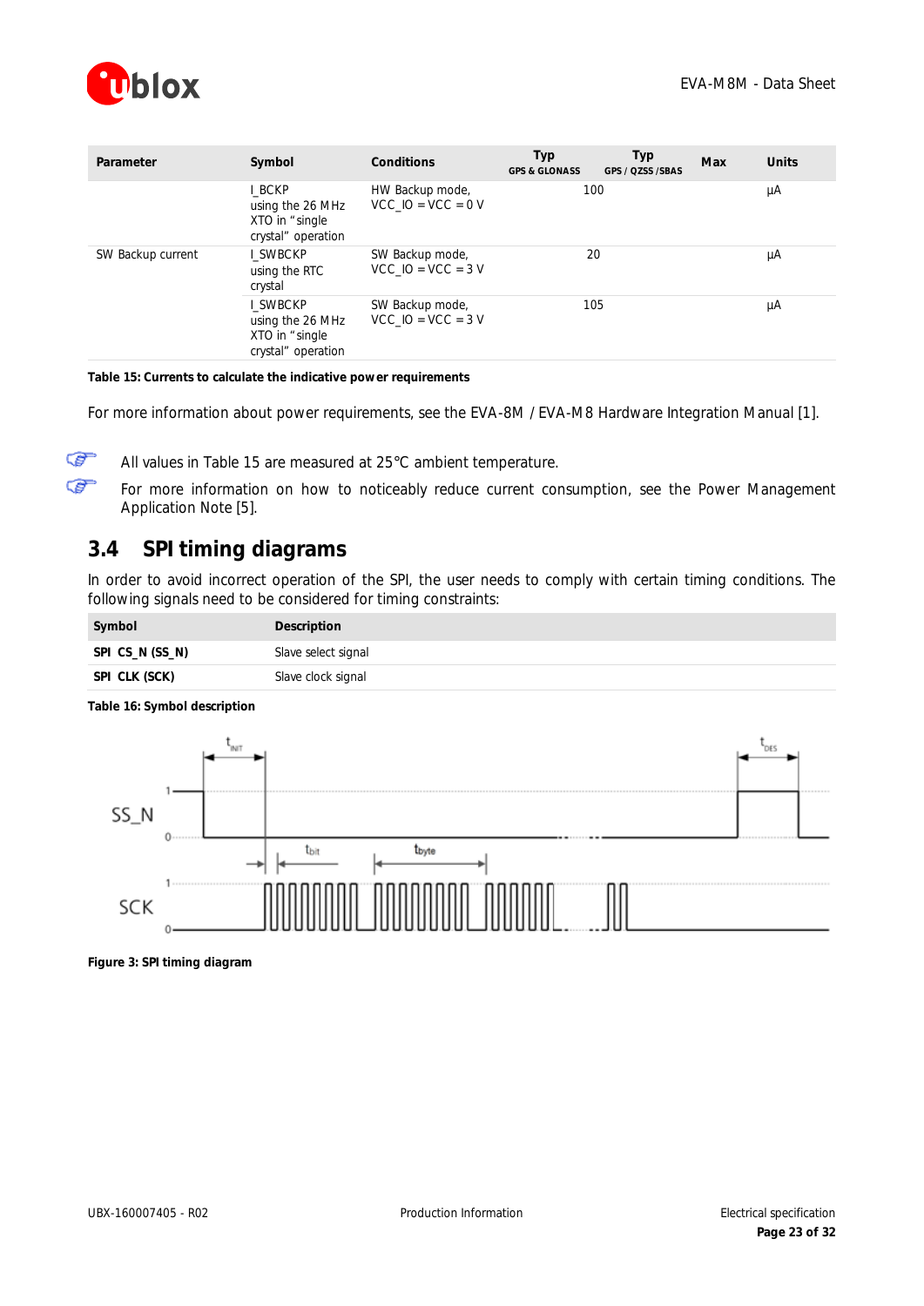| Parameter | Symbol | Conditions | Typ GPS & GLONASS | Typ GPS / QZSS /SBAS | Max | Units |
|---|---|---|---|---|---|---|
| | I_BCKP using the 26 MHz XTO in "single crystal" operation | HW Backup mode, VCC_IO = VCC = 0 V | 100 | | | µA |
| SW Backup current | I_SWBCKP using the RTC crystal | SW Backup mode, VCC_IO = VCC = 3 V | 20 | | | µA |
| | I_SWBCKP using the 26 MHz XTO in "single crystal" operation | SW Backup mode, VCC_IO = VCC = 3 V | 105 | | | µA |

**Table 15: Currents to calculate the indicative power requirements**

For more information about power requirements, see the EVA-8M / EVA-M8 Hardware Integration Manual [1].

All values in Table 15 are measured at 25°C ambient temperature.

For more information on how to noticeably reduce current consumption, see the Power Management Application Note [5].

## 3.4 SPI timing diagrams

In order to avoid incorrect operation of the SPI, the user needs to comply with certain timing conditions. The following signals need to be considered for timing constraints:

| Symbol | Description |
|---|---|
| **SPI CS_N (SS_N)** | Slave select signal |
| **SPI CLK (SCK)** | Slave clock signal |

**Table 16: Symbol description**

**Figure 3: SPI timing diagram**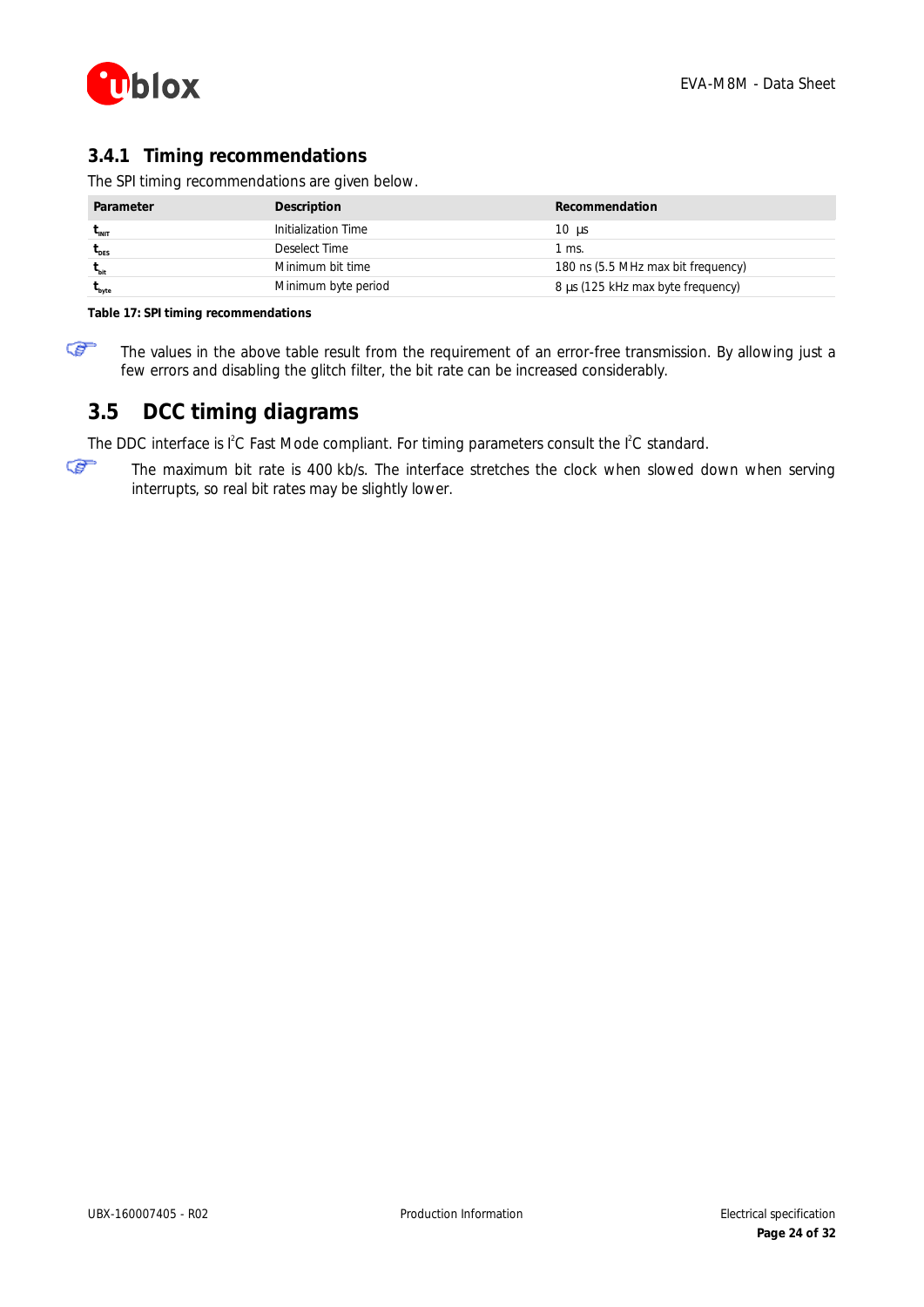### 3.4.1 Timing recommendations

The SPI timing recommendations are given below.

| Parameter | Description | Recommendation |
|---|---|---|
| $t_{INIT}$ | Initialization Time | 10 µs |
| $t_{DES}$ | Deselect Time | 1 ms. |
| $t_{bit}$ | Minimum bit time | 180 ns (5.5 MHz max bit frequency) |
| $t_{byte}$ | Minimum byte period | 8 µs (125 kHz max byte frequency) |

**Table 17: SPI timing recommendations**

The values in the above table result from the requirement of an error-free transmission. By allowing just a few errors and disabling the glitch filter, the bit rate can be increased considerably.

## 3.5 DCC timing diagrams

The DDC interface is I$^2$C Fast Mode compliant. For timing parameters consult the I$^2$C standard.

The maximum bit rate is 400 kb/s. The interface stretches the clock when slowed down when serving interrupts, so real bit rates may be slightly lower.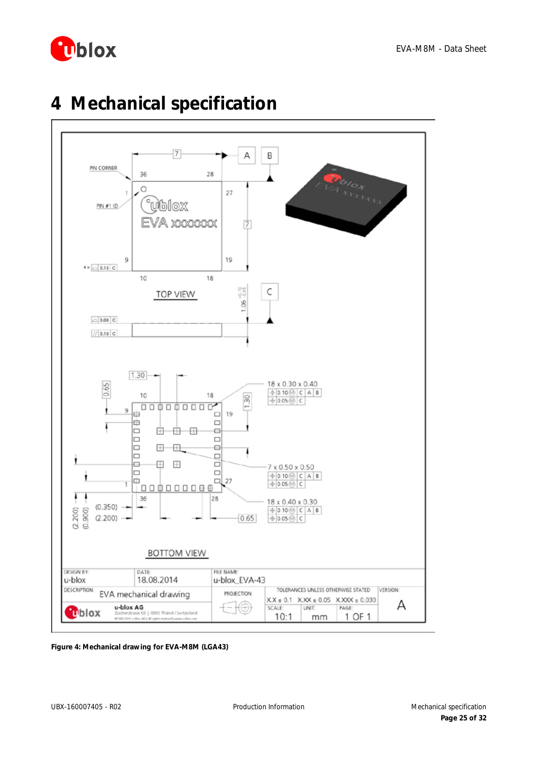# 4 Mechanical specification

Figure 4: Mechanical drawing for EVA-M8M (LGA43)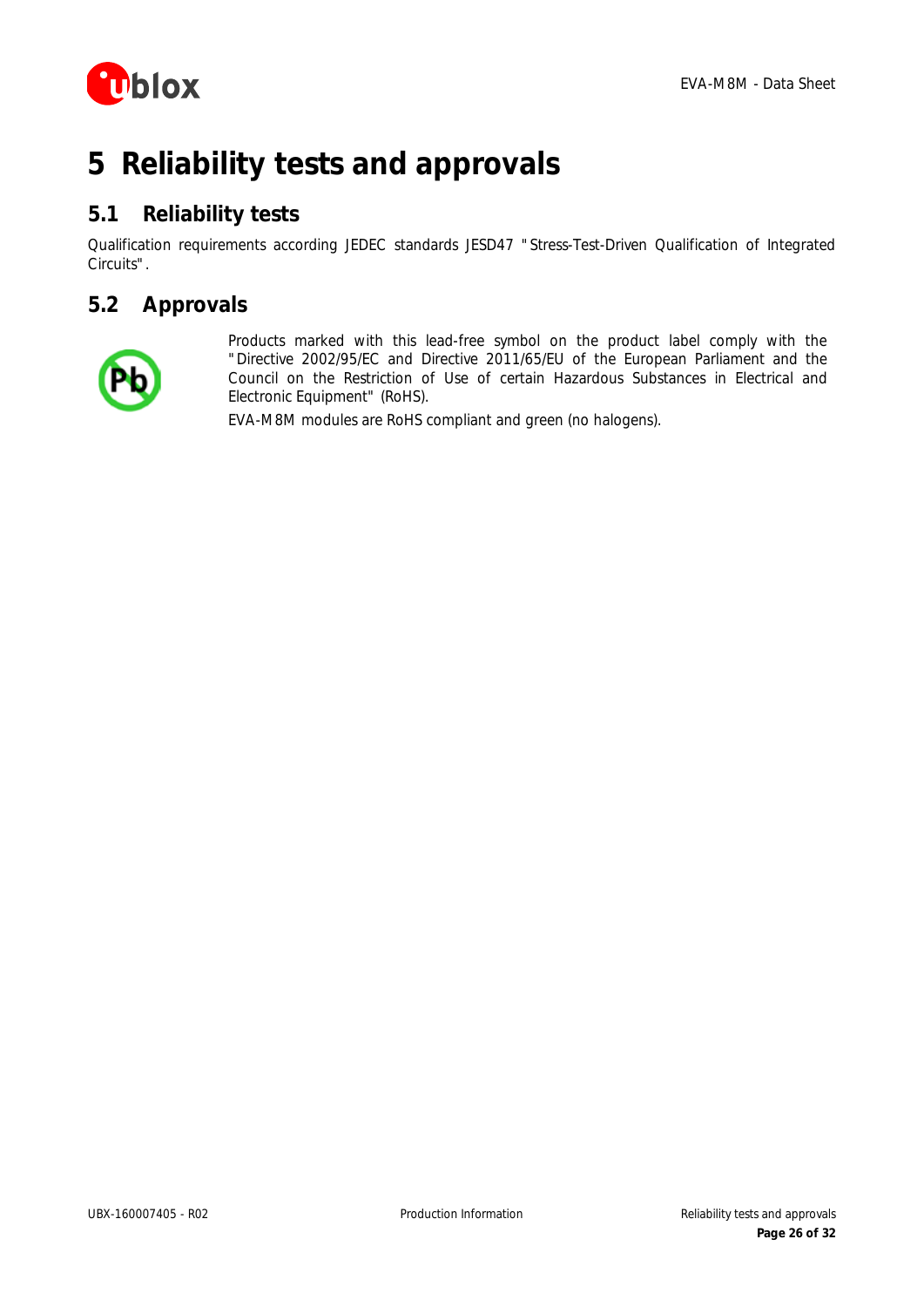# 5 Reliability tests and approvals

## 5.1 Reliability tests

Qualification requirements according JEDEC standards JESD47 "Stress-Test-Driven Qualification of Integrated Circuits".

## 5.2 Approvals

Products marked with this lead-free symbol on the product label comply with the "Directive 2002/95/EC and Directive 2011/65/EU of the European Parliament and the Council on the Restriction of Use of certain Hazardous Substances in Electrical and Electronic Equipment" (RoHS).

EVA-M8M modules are RoHS compliant and green (no halogens).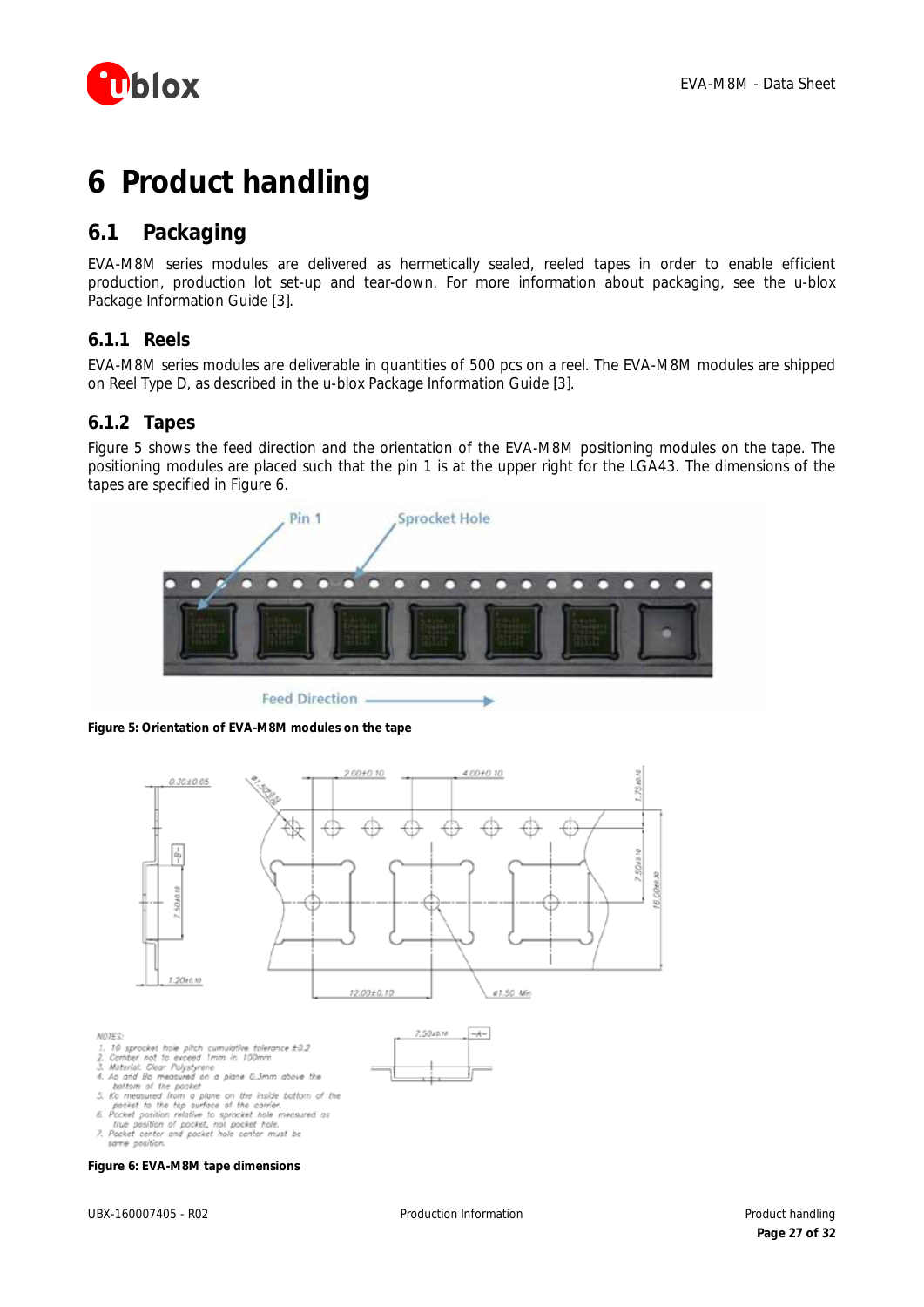# 6 Product handling

## 6.1 Packaging

EVA-M8M series modules are delivered as hermetically sealed, reeled tapes in order to enable efficient production, production lot set-up and tear-down. For more information about packaging, see the u-blox Package Information Guide [3].

### 6.1.1 Reels

EVA-M8M series modules are deliverable in quantities of 500 pcs on a reel. The EVA-M8M modules are shipped on Reel Type D, as described in the u-blox Package Information Guide [3].

### 6.1.2 Tapes

Figure 5 shows the feed direction and the orientation of the EVA-M8M positioning modules on the tape. The positioning modules are placed such that the pin 1 is at the upper right for the LGA43. The dimensions of the tapes are specified in Figure 6.

**Figure 5: Orientation of EVA-M8M modules on the tape**

NOTES:
1. 10 sprocket hole pitch cumulative tolerance ±0.2
2. Camber not to exceed 1mm in 100mm
3. Material: Clear Polystyrene
4. Ao and Bo measured on a plane 0.3mm above the bottom of the pocket
5. Ko measured from a plane on the inside bottom of the pocket to the top surface of the carrier.
6. Pocket position relative to sprocket hole measured as true position of pocket, not pocket hole.
7. Pocket center and pocket hole center must be same position.

**Figure 6: EVA-M8M tape dimensions**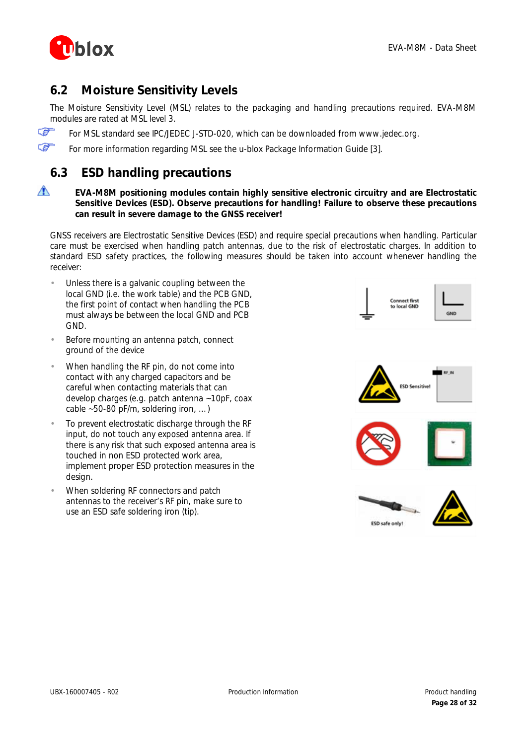## 6.2 Moisture Sensitivity Levels

The Moisture Sensitivity Level (MSL) relates to the packaging and handling precautions required. EVA-M8M modules are rated at MSL level 3.

For MSL standard see IPC/JEDEC J-STD-020, which can be downloaded from www.jedec.org.

For more information regarding MSL see the u-blox Package Information Guide [3].

## 6.3 ESD handling precautions

**EVA-M8M positioning modules contain highly sensitive electronic circuitry and are Electrostatic Sensitive Devices (ESD). Observe precautions for handling! Failure to observe these precautions can result in severe damage to the GNSS receiver!**

GNSS receivers are Electrostatic Sensitive Devices (ESD) and require special precautions when handling. Particular care must be exercised when handling patch antennas, due to the risk of electrostatic charges. In addition to standard ESD safety practices, the following measures should be taken into account whenever handling the receiver:

- Unless there is a galvanic coupling between the local GND (i.e. the work table) and the PCB GND, the first point of contact when handling the PCB must always be between the local GND and PCB GND.
- Before mounting an antenna patch, connect ground of the device
- When handling the RF pin, do not come into contact with any charged capacitors and be careful when contacting materials that can develop charges (e.g. patch antenna ~10pF, coax cable ~50-80 pF/m, soldering iron, … )
- To prevent electrostatic discharge through the RF input, do not touch any exposed antenna area. If there is any risk that such exposed antenna area is touched in non ESD protected work area, implement proper ESD protection measures in the design.
- When soldering RF connectors and patch antennas to the receiver's RF pin, make sure to use an ESD safe soldering iron (tip).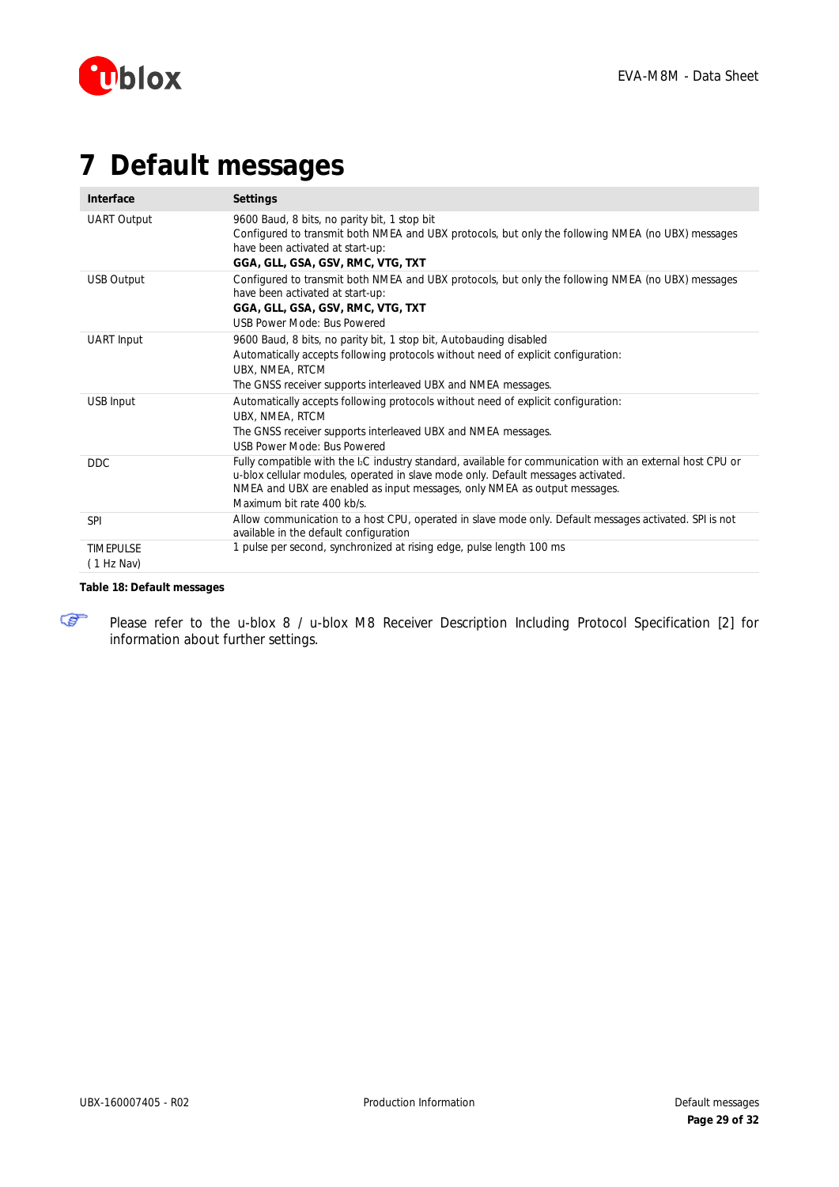# 7 Default messages

| Interface | Settings |
|---|---|
| UART Output | 9600 Baud, 8 bits, no parity bit, 1 stop bit<br>Configured to transmit both NMEA and UBX protocols, but only the following NMEA (no UBX) messages have been activated at start-up:<br>**GGA, GLL, GSA, GSV, RMC, VTG, TXT** |
| USB Output | Configured to transmit both NMEA and UBX protocols, but only the following NMEA (no UBX) messages have been activated at start-up:<br>**GGA, GLL, GSA, GSV, RMC, VTG, TXT**<br>USB Power Mode: Bus Powered |
| UART Input | 9600 Baud, 8 bits, no parity bit, 1 stop bit, Autobauding disabled<br>Automatically accepts following protocols without need of explicit configuration:<br>UBX, NMEA, RTCM<br>The GNSS receiver supports interleaved UBX and NMEA messages. |
| USB Input | Automatically accepts following protocols without need of explicit configuration:<br>UBX, NMEA, RTCM<br>The GNSS receiver supports interleaved UBX and NMEA messages.<br>USB Power Mode: Bus Powered |
| DDC | Fully compatible with the I2C industry standard, available for communication with an external host CPU or u-blox cellular modules, operated in slave mode only. Default messages activated.<br>NMEA and UBX are enabled as input messages, only NMEA as output messages.<br>Maximum bit rate 400 kb/s. |
| SPI | Allow communication to a host CPU, operated in slave mode only. Default messages activated. SPI is not available in the default configuration |
| TIMEPULSE<br>(1 Hz Nav) | 1 pulse per second, synchronized at rising edge, pulse length 100 ms |

**Table 18: Default messages**

☞ Please refer to the u-blox 8 / u-blox M8 Receiver Description Including Protocol Specification [2] for information about further settings.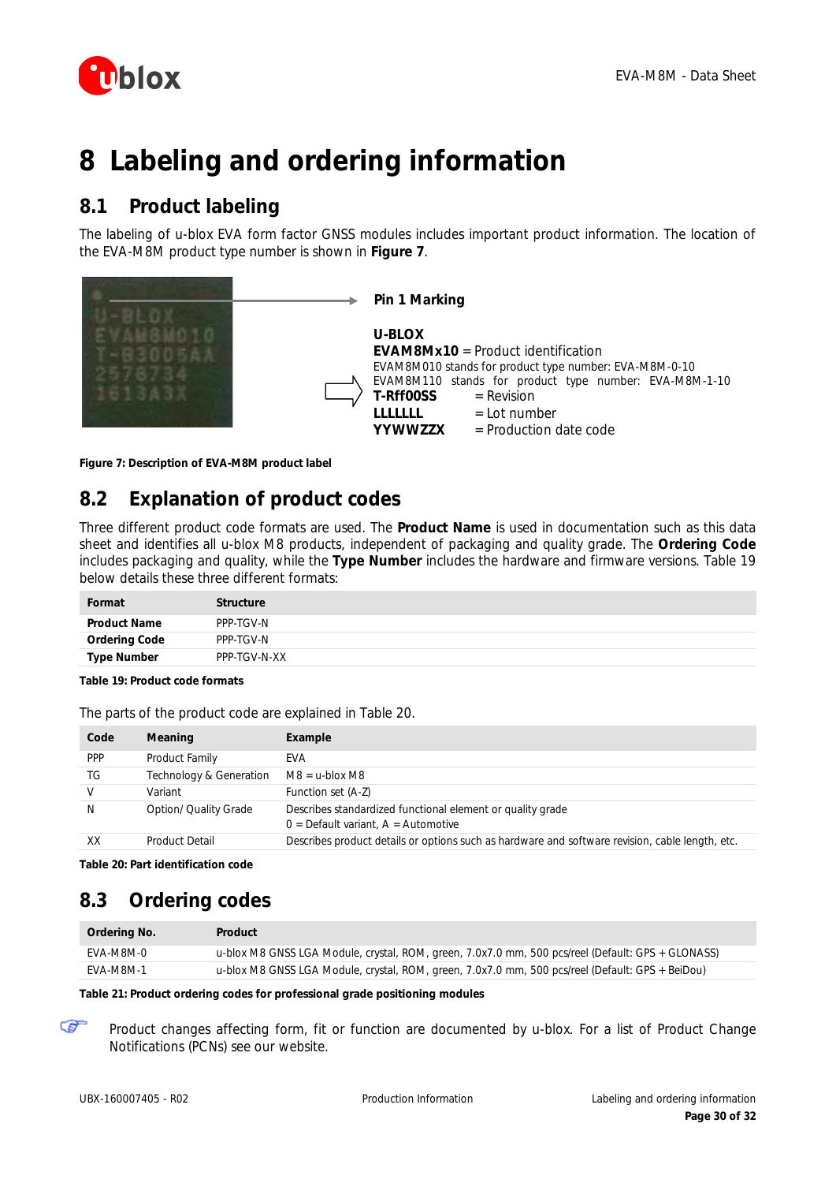# 8 Labeling and ordering information

## 8.1 Product labeling

The labeling of u-blox EVA form factor GNSS modules includes important product information. The location of the EVA-M8M product type number is shown in **Figure 7**.

**Pin 1 Marking**

**U-BLOX**
**EVAM8Mx10** = Product identification
EVAM8M010 stands for product type number: EVA-M8M-0-10
EVAM8M110 stands for product type number: EVA-M8M-1-10
**T-Rff00SS** = Revision
**LLLLLLL** = Lot number
**YYWWZZX** = Production date code

**Figure 7: Description of EVA-M8M product label**

## 8.2 Explanation of product codes

Three different product code formats are used. The **Product Name** is used in documentation such as this data sheet and identifies all u-blox M8 products, independent of packaging and quality grade. The **Ordering Code** includes packaging and quality, while the **Type Number** includes the hardware and firmware versions. Table 19 below details these three different formats:

| Format | Structure |
|---|---|
| **Product Name** | PPP-TGV-N |
| **Ordering Code** | PPP-TGV-N |
| **Type Number** | PPP-TGV-N-XX |

**Table 19: Product code formats**

The parts of the product code are explained in Table 20.

| Code | Meaning | Example |
|---|---|---|
| PPP | Product Family | EVA |
| TG | Technology & Generation | M8 = u-blox M8 |
| V | Variant | Function set (A-Z) |
| N | Option/ Quality Grade | Describes standardized functional element or quality grade<br>0 = Default variant, A = Automotive |
| XX | Product Detail | Describes product details or options such as hardware and software revision, cable length, etc. |

**Table 20: Part identification code**

## 8.3 Ordering codes

| Ordering No. | Product |
|---|---|
| EVA-M8M-0 | u-blox M8 GNSS LGA Module, crystal, ROM, green, 7.0x7.0 mm, 500 pcs/reel (Default: GPS + GLONASS) |
| EVA-M8M-1 | u-blox M8 GNSS LGA Module, crystal, ROM, green, 7.0x7.0 mm, 500 pcs/reel (Default: GPS + BeiDou) |

**Table 21: Product ordering codes for professional grade positioning modules**

Product changes affecting form, fit or function are documented by u-blox. For a list of Product Change Notifications (PCNs) see our website.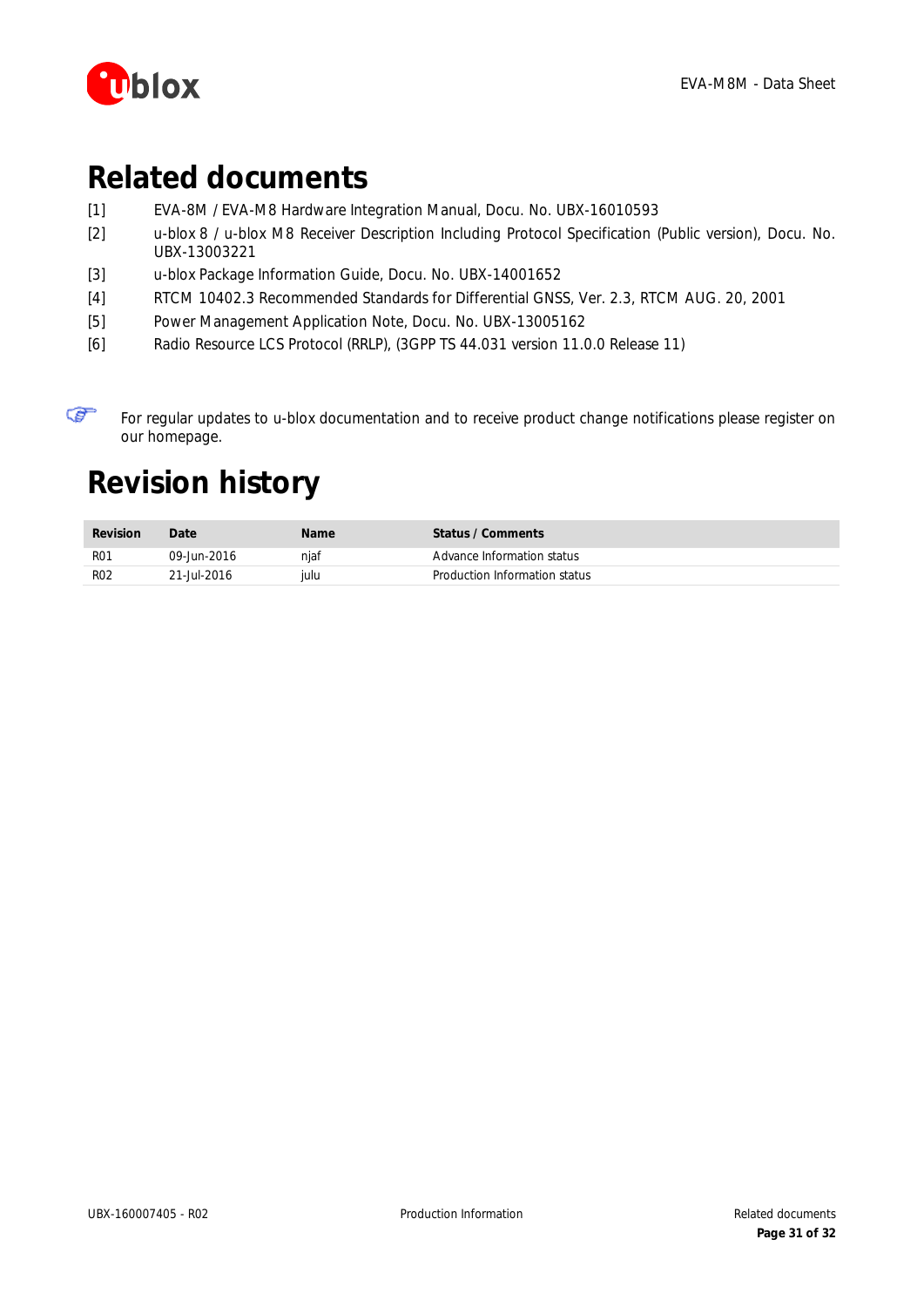# Related documents

[1] EVA-8M / EVA-M8 Hardware Integration Manual, Docu. No. UBX-16010593

[2] u-blox 8 / u-blox M8 Receiver Description Including Protocol Specification (Public version), Docu. No. UBX-13003221

[3] u-blox Package Information Guide, Docu. No. UBX-14001652

[4] RTCM 10402.3 Recommended Standards for Differential GNSS, Ver. 2.3, RTCM AUG. 20, 2001

[5] Power Management Application Note, Docu. No. UBX-13005162

[6] Radio Resource LCS Protocol (RRLP), (3GPP TS 44.031 version 11.0.0 Release 11)

For regular updates to u-blox documentation and to receive product change notifications please register on our homepage.

# Revision history

| Revision | Date | Name | Status / Comments |
|---|---|---|---|
| R01 | 09-Jun-2016 | njaf | Advance Information status |
| R02 | 21-Jul-2016 | julu | Production Information status |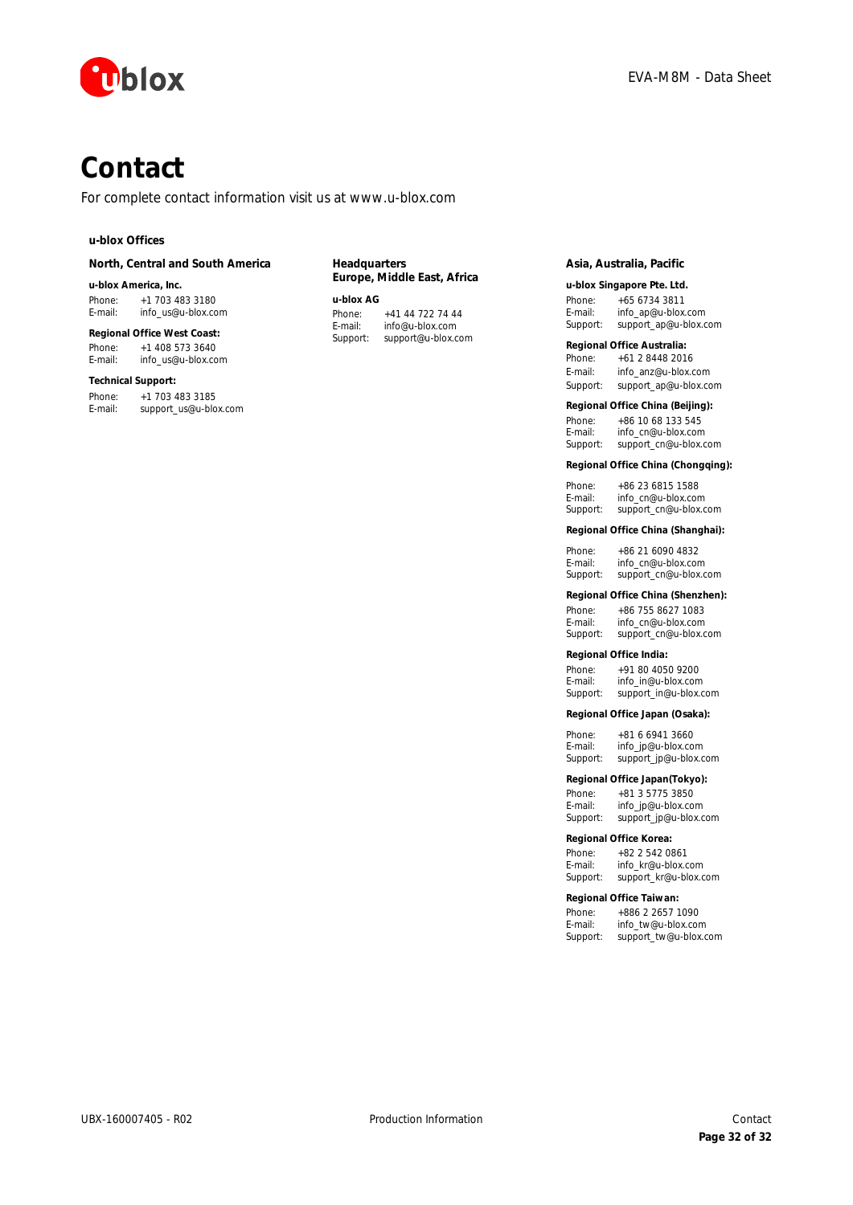# Contact

For complete contact information visit us at www.u-blox.com

### u-blox Offices

#### North, Central and South America

**u-blox America, Inc.**
Phone: +1 703 483 3180
E-mail: info_us@u-blox.com

**Regional Office West Coast:**
Phone: +1 408 573 3640
E-mail: info_us@u-blox.com

**Technical Support:**
Phone: +1 703 483 3185
E-mail: support_us@u-blox.com

#### Headquarters
#### Europe, Middle East, Africa

**u-blox AG**
Phone: +41 44 722 74 44
E-mail: info@u-blox.com
Support: support@u-blox.com

#### Asia, Australia, Pacific

**u-blox Singapore Pte. Ltd.**
Phone: +65 6734 3811
E-mail: info_ap@u-blox.com
Support: support_ap@u-blox.com

**Regional Office Australia:**
Phone: +61 2 8448 2016
E-mail: info_anz@u-blox.com
Support: support_ap@u-blox.com

**Regional Office China (Beijing):**
Phone: +86 10 68 133 545
E-mail: info_cn@u-blox.com
Support: support_cn@u-blox.com

**Regional Office China (Chongqing):**
Phone: +86 23 6815 1588
E-mail: info_cn@u-blox.com
Support: support_cn@u-blox.com

**Regional Office China (Shanghai):**
Phone: +86 21 6090 4832
E-mail: info_cn@u-blox.com
Support: support_cn@u-blox.com

**Regional Office China (Shenzhen):**
Phone: +86 755 8627 1083
E-mail: info_cn@u-blox.com
Support: support_cn@u-blox.com

**Regional Office India:**
Phone: +91 80 4050 9200
E-mail: info_in@u-blox.com
Support: support_in@u-blox.com

**Regional Office Japan (Osaka):**
Phone: +81 6 6941 3660
E-mail: info_jp@u-blox.com
Support: support_jp@u-blox.com

**Regional Office Japan(Tokyo):**
Phone: +81 3 5775 3850
E-mail: info_jp@u-blox.com
Support: support_jp@u-blox.com

**Regional Office Korea:**
Phone: +82 2 542 0861
E-mail: info_kr@u-blox.com
Support: support_kr@u-blox.com

**Regional Office Taiwan:**
Phone: +886 2 2657 1090
E-mail: info_tw@u-blox.com
Support: support_tw@u-blox.com